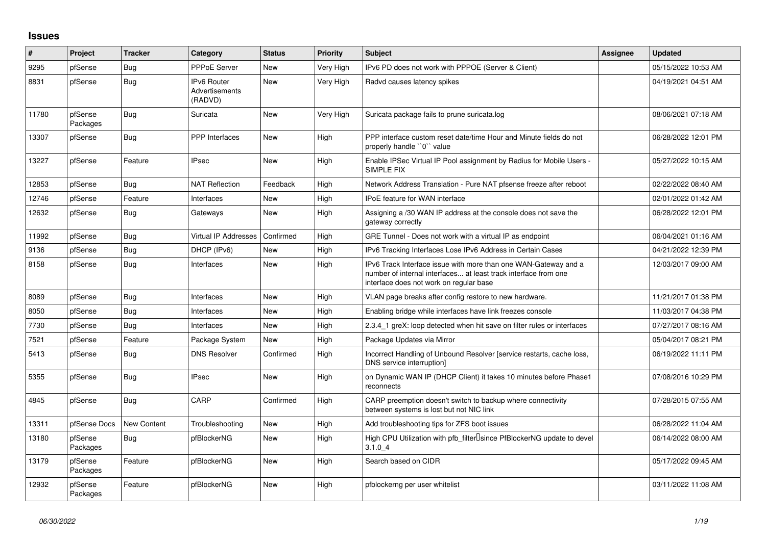# Issues

| # | Project | Tracker | Category | Status | Priority | Subject | Assignee | Updated |
|---|---|---|---|---|---|---|---|---|
| 9295 | pfSense | Bug | PPPoE Server | New | Very High | IPv6 PD does not work with PPPOE (Server & Client) | | 05/15/2022 10:53 AM |
| 8831 | pfSense | Bug | IPv6 Router Advertisements (RADVD) | New | Very High | Radvd causes latency spikes | | 04/19/2021 04:51 AM |
| 11780 | pfSense Packages | Bug | Suricata | New | Very High | Suricata package fails to prune suricata.log | | 08/06/2021 07:18 AM |
| 13307 | pfSense | Bug | PPP Interfaces | New | High | PPP interface custom reset date/time Hour and Minute fields do not properly handle ``0`` value | | 06/28/2022 12:01 PM |
| 13227 | pfSense | Feature | IPsec | New | High | Enable IPSec Virtual IP Pool assignment by Radius for Mobile Users - SIMPLE FIX | | 05/27/2022 10:15 AM |
| 12853 | pfSense | Bug | NAT Reflection | Feedback | High | Network Address Translation - Pure NAT pfsense freeze after reboot | | 02/22/2022 08:40 AM |
| 12746 | pfSense | Feature | Interfaces | New | High | IPoE feature for WAN interface | | 02/01/2022 01:42 AM |
| 12632 | pfSense | Bug | Gateways | New | High | Assigning a /30 WAN IP address at the console does not save the gateway correctly | | 06/28/2022 12:01 PM |
| 11992 | pfSense | Bug | Virtual IP Addresses | Confirmed | High | GRE Tunnel - Does not work with a virtual IP as endpoint | | 06/04/2021 01:16 AM |
| 9136 | pfSense | Bug | DHCP (IPv6) | New | High | IPv6 Tracking Interfaces Lose IPv6 Address in Certain Cases | | 04/21/2022 12:39 PM |
| 8158 | pfSense | Bug | Interfaces | New | High | IPv6 Track Interface issue with more than one WAN-Gateway and a number of internal interfaces... at least track interface from one interface does not work on regular base | | 12/03/2017 09:00 AM |
| 8089 | pfSense | Bug | Interfaces | New | High | VLAN page breaks after config restore to new hardware. | | 11/21/2017 01:38 PM |
| 8050 | pfSense | Bug | Interfaces | New | High | Enabling bridge while interfaces have link freezes console | | 11/03/2017 04:38 PM |
| 7730 | pfSense | Bug | Interfaces | New | High | 2.3.4_1 greX: loop detected when hit save on filter rules or interfaces | | 07/27/2017 08:16 AM |
| 7521 | pfSense | Feature | Package System | New | High | Package Updates via Mirror | | 05/04/2017 08:21 PM |
| 5413 | pfSense | Bug | DNS Resolver | Confirmed | High | Incorrect Handling of Unbound Resolver [service restarts, cache loss, DNS service interruption] | | 06/19/2022 11:11 PM |
| 5355 | pfSense | Bug | IPsec | New | High | on Dynamic WAN IP (DHCP Client) it takes 10 minutes before Phase1 reconnects | | 07/08/2016 10:29 PM |
| 4845 | pfSense | Bug | CARP | Confirmed | High | CARP preemption doesn't switch to backup where connectivity between systems is lost but not NIC link | | 07/28/2015 07:55 AM |
| 13311 | pfSense Docs | New Content | Troubleshooting | New | High | Add troubleshooting tips for ZFS boot issues | | 06/28/2022 11:04 AM |
| 13180 | pfSense Packages | Bug | pfBlockerNG | New | High | High CPU Utilization with pfb_filter since PfBlockerNG update to devel 3.1.0_4 | | 06/14/2022 08:00 AM |
| 13179 | pfSense Packages | Feature | pfBlockerNG | New | High | Search based on CIDR | | 05/17/2022 09:45 AM |
| 12932 | pfSense Packages | Feature | pfBlockerNG | New | High | pfblockerng per user whitelist | | 03/11/2022 11:08 AM |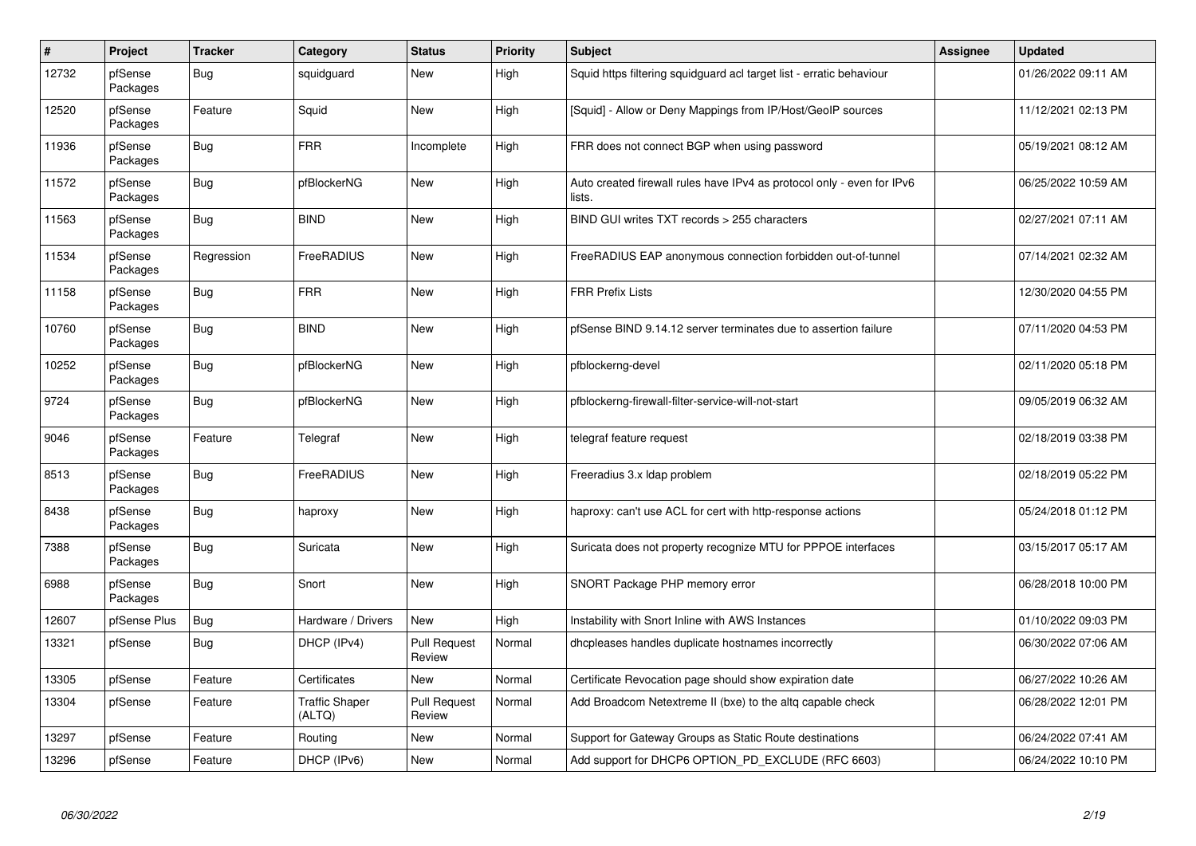| # | Project | Tracker | Category | Status | Priority | Subject | Assignee | Updated |
|---|---|---|---|---|---|---|---|---|
| 12732 | pfSense Packages | Bug | squidguard | New | High | Squid https filtering squidguard acl target list - erratic behaviour | | 01/26/2022 09:11 AM |
| 12520 | pfSense Packages | Feature | Squid | New | High | [Squid] - Allow or Deny Mappings from IP/Host/GeoIP sources | | 11/12/2021 02:13 PM |
| 11936 | pfSense Packages | Bug | FRR | Incomplete | High | FRR does not connect BGP when using password | | 05/19/2021 08:12 AM |
| 11572 | pfSense Packages | Bug | pfBlockerNG | New | High | Auto created firewall rules have IPv4 as protocol only - even for IPv6 lists. | | 06/25/2022 10:59 AM |
| 11563 | pfSense Packages | Bug | BIND | New | High | BIND GUI writes TXT records > 255 characters | | 02/27/2021 07:11 AM |
| 11534 | pfSense Packages | Regression | FreeRADIUS | New | High | FreeRADIUS EAP anonymous connection forbidden out-of-tunnel | | 07/14/2021 02:32 AM |
| 11158 | pfSense Packages | Bug | FRR | New | High | FRR Prefix Lists | | 12/30/2020 04:55 PM |
| 10760 | pfSense Packages | Bug | BIND | New | High | pfSense BIND 9.14.12 server terminates due to assertion failure | | 07/11/2020 04:53 PM |
| 10252 | pfSense Packages | Bug | pfBlockerNG | New | High | pfblockerng-devel | | 02/11/2020 05:18 PM |
| 9724 | pfSense Packages | Bug | pfBlockerNG | New | High | pfblockerng-firewall-filter-service-will-not-start | | 09/05/2019 06:32 AM |
| 9046 | pfSense Packages | Feature | Telegraf | New | High | telegraf feature request | | 02/18/2019 03:38 PM |
| 8513 | pfSense Packages | Bug | FreeRADIUS | New | High | Freeradius 3.x ldap problem | | 02/18/2019 05:22 PM |
| 8438 | pfSense Packages | Bug | haproxy | New | High | haproxy: can't use ACL for cert with http-response actions | | 05/24/2018 01:12 PM |
| 7388 | pfSense Packages | Bug | Suricata | New | High | Suricata does not property recognize MTU for PPPOE interfaces | | 03/15/2017 05:17 AM |
| 6988 | pfSense Packages | Bug | Snort | New | High | SNORT Package PHP memory error | | 06/28/2018 10:00 PM |
| 12607 | pfSense Plus | Bug | Hardware / Drivers | New | High | Instability with Snort Inline with AWS Instances | | 01/10/2022 09:03 PM |
| 13321 | pfSense | Bug | DHCP (IPv4) | Pull Request Review | Normal | dhcpleases handles duplicate hostnames incorrectly | | 06/30/2022 07:06 AM |
| 13305 | pfSense | Feature | Certificates | New | Normal | Certificate Revocation page should show expiration date | | 06/27/2022 10:26 AM |
| 13304 | pfSense | Feature | Traffic Shaper (ALTQ) | Pull Request Review | Normal | Add Broadcom Netextreme II (bxe) to the altq capable check | | 06/28/2022 12:01 PM |
| 13297 | pfSense | Feature | Routing | New | Normal | Support for Gateway Groups as Static Route destinations | | 06/24/2022 07:41 AM |
| 13296 | pfSense | Feature | DHCP (IPv6) | New | Normal | Add support for DHCP6 OPTION_PD_EXCLUDE (RFC 6603) | | 06/24/2022 10:10 PM |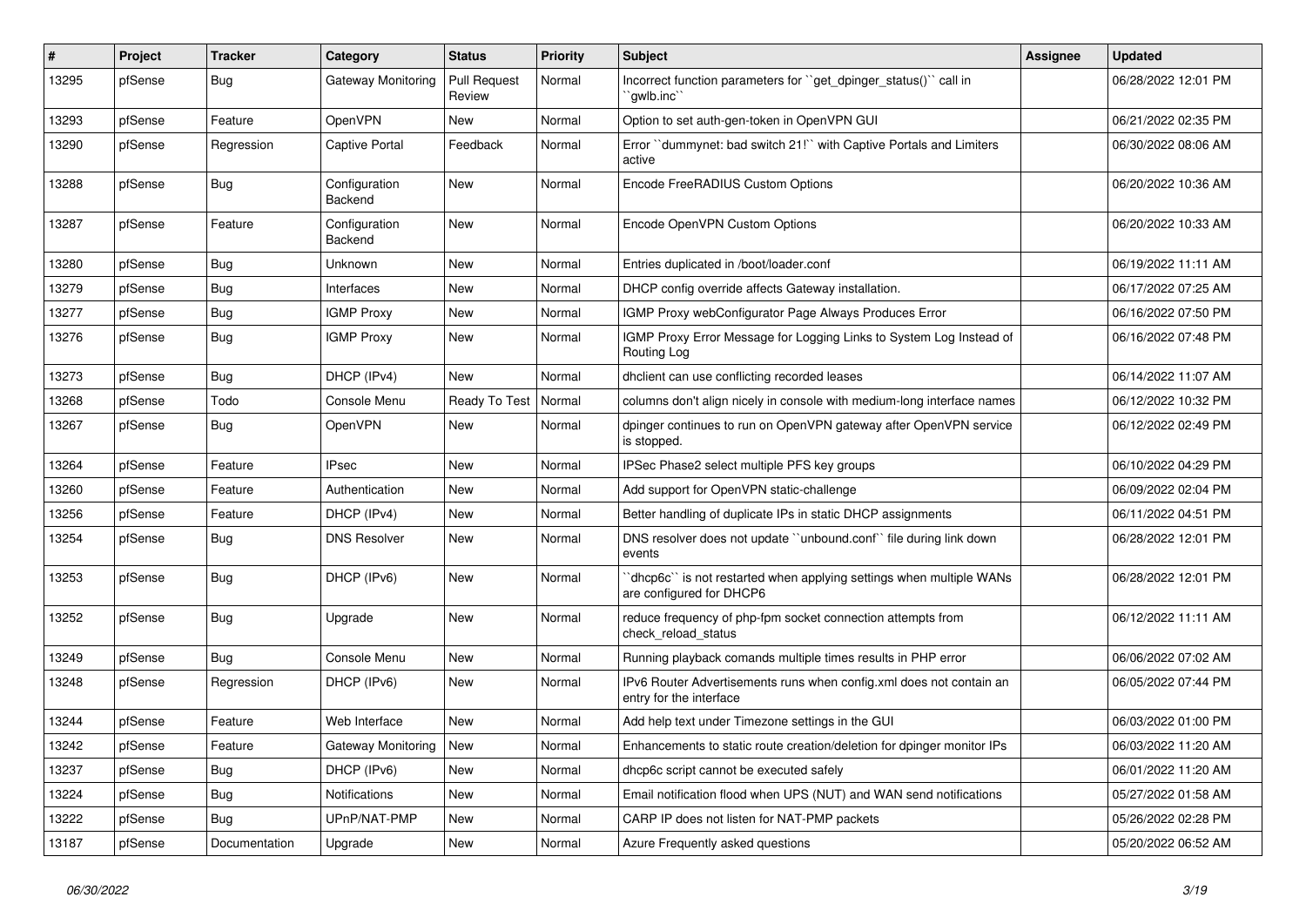| # | Project | Tracker | Category | Status | Priority | Subject | Assignee | Updated |
|---|---|---|---|---|---|---|---|---|
| 13295 | pfSense | Bug | Gateway Monitoring | Pull Request Review | Normal | Incorrect function parameters for ``get_dpinger_status()`` call in ``gwlb.inc`` | | 06/28/2022 12:01 PM |
| 13293 | pfSense | Feature | OpenVPN | New | Normal | Option to set auth-gen-token in OpenVPN GUI | | 06/21/2022 02:35 PM |
| 13290 | pfSense | Regression | Captive Portal | Feedback | Normal | Error ``dummynet: bad switch 21!`` with Captive Portals and Limiters active | | 06/30/2022 08:06 AM |
| 13288 | pfSense | Bug | Configuration Backend | New | Normal | Encode FreeRADIUS Custom Options | | 06/20/2022 10:36 AM |
| 13287 | pfSense | Feature | Configuration Backend | New | Normal | Encode OpenVPN Custom Options | | 06/20/2022 10:33 AM |
| 13280 | pfSense | Bug | Unknown | New | Normal | Entries duplicated in /boot/loader.conf | | 06/19/2022 11:11 AM |
| 13279 | pfSense | Bug | Interfaces | New | Normal | DHCP config override affects Gateway installation. | | 06/17/2022 07:25 AM |
| 13277 | pfSense | Bug | IGMP Proxy | New | Normal | IGMP Proxy webConfigurator Page Always Produces Error | | 06/16/2022 07:50 PM |
| 13276 | pfSense | Bug | IGMP Proxy | New | Normal | IGMP Proxy Error Message for Logging Links to System Log Instead of Routing Log | | 06/16/2022 07:48 PM |
| 13273 | pfSense | Bug | DHCP (IPv4) | New | Normal | dhclient can use conflicting recorded leases | | 06/14/2022 11:07 AM |
| 13268 | pfSense | Todo | Console Menu | Ready To Test | Normal | columns don't align nicely in console with medium-long interface names | | 06/12/2022 10:32 PM |
| 13267 | pfSense | Bug | OpenVPN | New | Normal | dpinger continues to run on OpenVPN gateway after OpenVPN service is stopped. | | 06/12/2022 02:49 PM |
| 13264 | pfSense | Feature | IPsec | New | Normal | IPSec Phase2 select multiple PFS key groups | | 06/10/2022 04:29 PM |
| 13260 | pfSense | Feature | Authentication | New | Normal | Add support for OpenVPN static-challenge | | 06/09/2022 02:04 PM |
| 13256 | pfSense | Feature | DHCP (IPv4) | New | Normal | Better handling of duplicate IPs in static DHCP assignments | | 06/11/2022 04:51 PM |
| 13254 | pfSense | Bug | DNS Resolver | New | Normal | DNS resolver does not update ``unbound.conf`` file during link down events | | 06/28/2022 12:01 PM |
| 13253 | pfSense | Bug | DHCP (IPv6) | New | Normal | ``dhcp6c`` is not restarted when applying settings when multiple WANs are configured for DHCP6 | | 06/28/2022 12:01 PM |
| 13252 | pfSense | Bug | Upgrade | New | Normal | reduce frequency of php-fpm socket connection attempts from check_reload_status | | 06/12/2022 11:11 AM |
| 13249 | pfSense | Bug | Console Menu | New | Normal | Running playback comands multiple times results in PHP error | | 06/06/2022 07:02 AM |
| 13248 | pfSense | Regression | DHCP (IPv6) | New | Normal | IPv6 Router Advertisements runs when config.xml does not contain an entry for the interface | | 06/05/2022 07:44 PM |
| 13244 | pfSense | Feature | Web Interface | New | Normal | Add help text under Timezone settings in the GUI | | 06/03/2022 01:00 PM |
| 13242 | pfSense | Feature | Gateway Monitoring | New | Normal | Enhancements to static route creation/deletion for dpinger monitor IPs | | 06/03/2022 11:20 AM |
| 13237 | pfSense | Bug | DHCP (IPv6) | New | Normal | dhcp6c script cannot be executed safely | | 06/01/2022 11:20 AM |
| 13224 | pfSense | Bug | Notifications | New | Normal | Email notification flood when UPS (NUT) and WAN send notifications | | 05/27/2022 01:58 AM |
| 13222 | pfSense | Bug | UPnP/NAT-PMP | New | Normal | CARP IP does not listen for NAT-PMP packets | | 05/26/2022 02:28 PM |
| 13187 | pfSense | Documentation | Upgrade | New | Normal | Azure Frequently asked questions | | 05/20/2022 06:52 AM |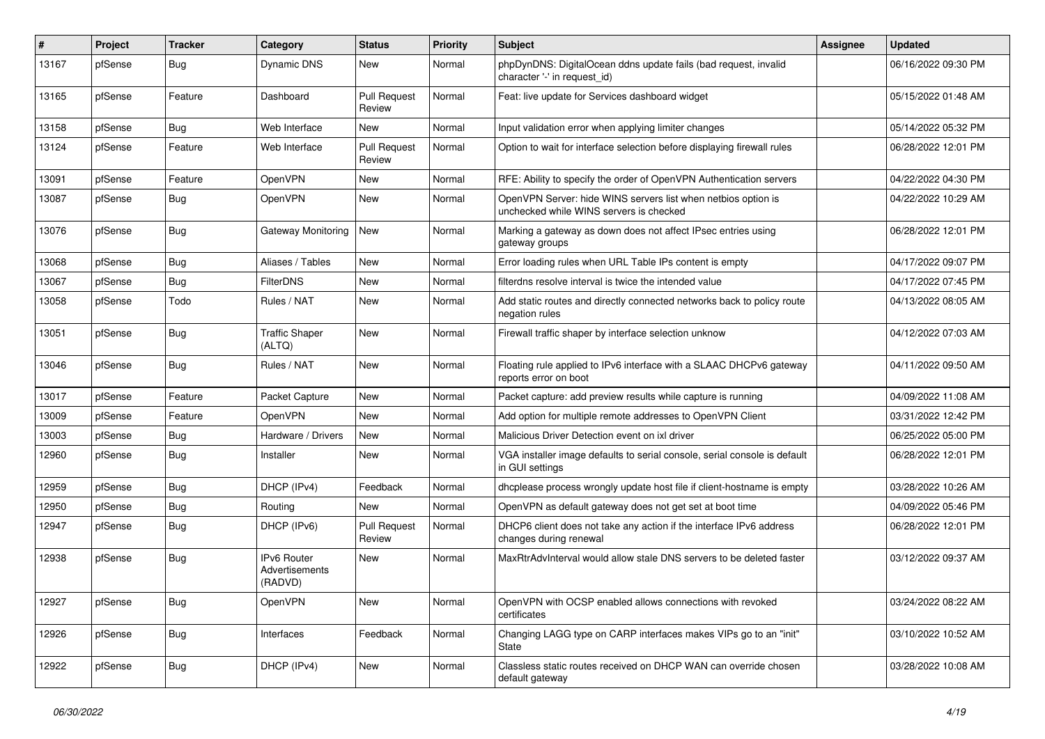| # | Project | Tracker | Category | Status | Priority | Subject | Assignee | Updated |
|---|---|---|---|---|---|---|---|---|
| 13167 | pfSense | Bug | Dynamic DNS | New | Normal | phpDynDNS: DigitalOcean ddns update fails (bad request, invalid character '-' in request_id) | | 06/16/2022 09:30 PM |
| 13165 | pfSense | Feature | Dashboard | Pull Request Review | Normal | Feat: live update for Services dashboard widget | | 05/15/2022 01:48 AM |
| 13158 | pfSense | Bug | Web Interface | New | Normal | Input validation error when applying limiter changes | | 05/14/2022 05:32 PM |
| 13124 | pfSense | Feature | Web Interface | Pull Request Review | Normal | Option to wait for interface selection before displaying firewall rules | | 06/28/2022 12:01 PM |
| 13091 | pfSense | Feature | OpenVPN | New | Normal | RFE: Ability to specify the order of OpenVPN Authentication servers | | 04/22/2022 04:30 PM |
| 13087 | pfSense | Bug | OpenVPN | New | Normal | OpenVPN Server: hide WINS servers list when netbios option is unchecked while WINS servers is checked | | 04/22/2022 10:29 AM |
| 13076 | pfSense | Bug | Gateway Monitoring | New | Normal | Marking a gateway as down does not affect IPsec entries using gateway groups | | 06/28/2022 12:01 PM |
| 13068 | pfSense | Bug | Aliases / Tables | New | Normal | Error loading rules when URL Table IPs content is empty | | 04/17/2022 09:07 PM |
| 13067 | pfSense | Bug | FilterDNS | New | Normal | filterdns resolve interval is twice the intended value | | 04/17/2022 07:45 PM |
| 13058 | pfSense | Todo | Rules / NAT | New | Normal | Add static routes and directly connected networks back to policy route negation rules | | 04/13/2022 08:05 AM |
| 13051 | pfSense | Bug | Traffic Shaper (ALTQ) | New | Normal | Firewall traffic shaper by interface selection unknow | | 04/12/2022 07:03 AM |
| 13046 | pfSense | Bug | Rules / NAT | New | Normal | Floating rule applied to IPv6 interface with a SLAAC DHCPv6 gateway reports error on boot | | 04/11/2022 09:50 AM |
| 13017 | pfSense | Feature | Packet Capture | New | Normal | Packet capture: add preview results while capture is running | | 04/09/2022 11:08 AM |
| 13009 | pfSense | Feature | OpenVPN | New | Normal | Add option for multiple remote addresses to OpenVPN Client | | 03/31/2022 12:42 PM |
| 13003 | pfSense | Bug | Hardware / Drivers | New | Normal | Malicious Driver Detection event on ixl driver | | 06/25/2022 05:00 PM |
| 12960 | pfSense | Bug | Installer | New | Normal | VGA installer image defaults to serial console, serial console is default in GUI settings | | 06/28/2022 12:01 PM |
| 12959 | pfSense | Bug | DHCP (IPv4) | Feedback | Normal | dhcplease process wrongly update host file if client-hostname is empty | | 03/28/2022 10:26 AM |
| 12950 | pfSense | Bug | Routing | New | Normal | OpenVPN as default gateway does not get set at boot time | | 04/09/2022 05:46 PM |
| 12947 | pfSense | Bug | DHCP (IPv6) | Pull Request Review | Normal | DHCP6 client does not take any action if the interface IPv6 address changes during renewal | | 06/28/2022 12:01 PM |
| 12938 | pfSense | Bug | IPv6 Router Advertisements (RADVD) | New | Normal | MaxRtrAdvInterval would allow stale DNS servers to be deleted faster | | 03/12/2022 09:37 AM |
| 12927 | pfSense | Bug | OpenVPN | New | Normal | OpenVPN with OCSP enabled allows connections with revoked certificates | | 03/24/2022 08:22 AM |
| 12926 | pfSense | Bug | Interfaces | Feedback | Normal | Changing LAGG type on CARP interfaces makes VIPs go to an "init" State | | 03/10/2022 10:52 AM |
| 12922 | pfSense | Bug | DHCP (IPv4) | New | Normal | Classless static routes received on DHCP WAN can override chosen default gateway | | 03/28/2022 10:08 AM |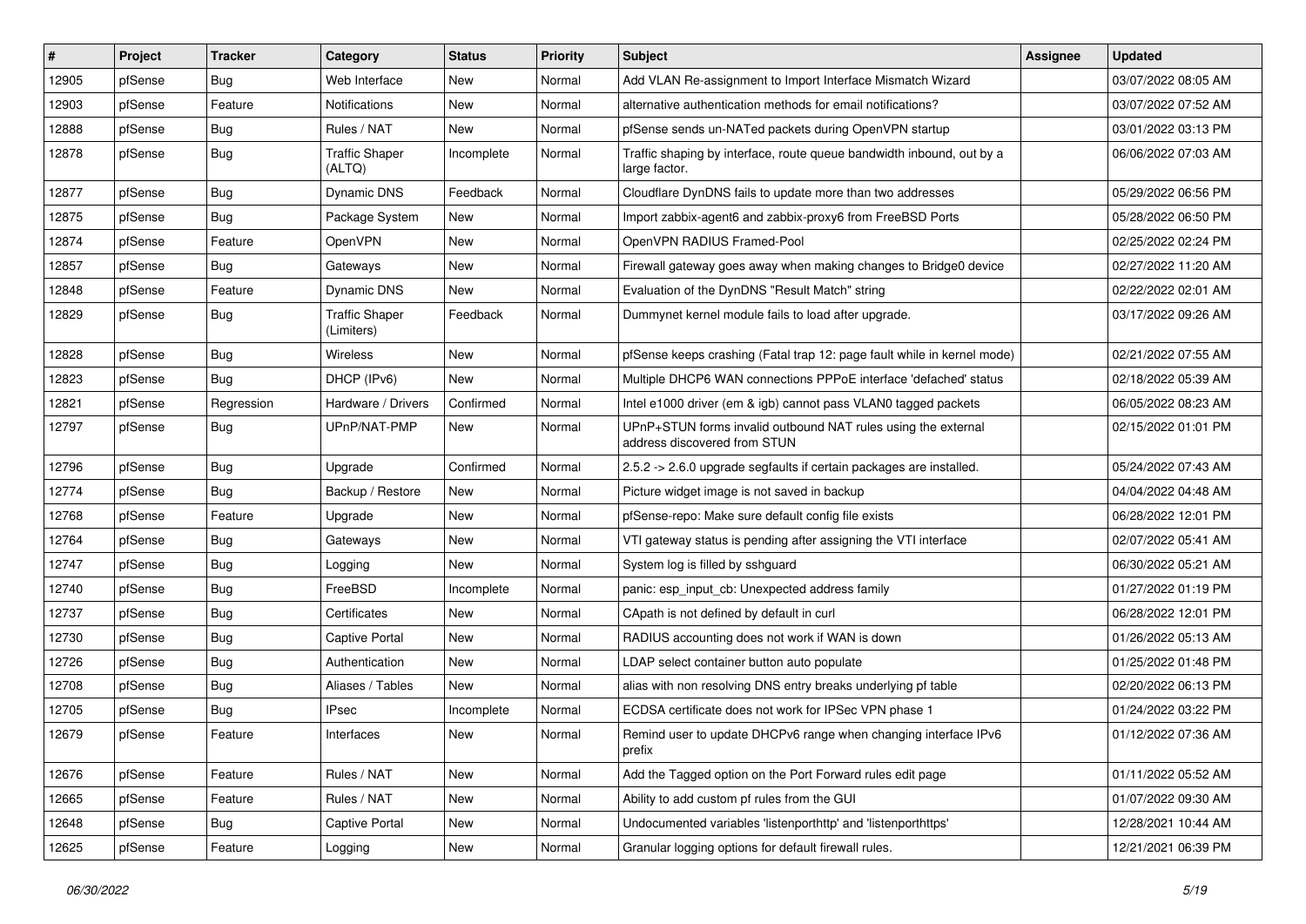| # | Project | Tracker | Category | Status | Priority | Subject | Assignee | Updated |
|---|---|---|---|---|---|---|---|---|
| 12905 | pfSense | Bug | Web Interface | New | Normal | Add VLAN Re-assignment to Import Interface Mismatch Wizard | | 03/07/2022 08:05 AM |
| 12903 | pfSense | Feature | Notifications | New | Normal | alternative authentication methods for email notifications? | | 03/07/2022 07:52 AM |
| 12888 | pfSense | Bug | Rules / NAT | New | Normal | pfSense sends un-NATed packets during OpenVPN startup | | 03/01/2022 03:13 PM |
| 12878 | pfSense | Bug | Traffic Shaper (ALTQ) | Incomplete | Normal | Traffic shaping by interface, route queue bandwidth inbound, out by a large factor. | | 06/06/2022 07:03 AM |
| 12877 | pfSense | Bug | Dynamic DNS | Feedback | Normal | Cloudflare DynDNS fails to update more than two addresses | | 05/29/2022 06:56 PM |
| 12875 | pfSense | Bug | Package System | New | Normal | Import zabbix-agent6 and zabbix-proxy6 from FreeBSD Ports | | 05/28/2022 06:50 PM |
| 12874 | pfSense | Feature | OpenVPN | New | Normal | OpenVPN RADIUS Framed-Pool | | 02/25/2022 02:24 PM |
| 12857 | pfSense | Bug | Gateways | New | Normal | Firewall gateway goes away when making changes to Bridge0 device | | 02/27/2022 11:20 AM |
| 12848 | pfSense | Feature | Dynamic DNS | New | Normal | Evaluation of the DynDNS "Result Match" string | | 02/22/2022 02:01 AM |
| 12829 | pfSense | Bug | Traffic Shaper (Limiters) | Feedback | Normal | Dummynet kernel module fails to load after upgrade. | | 03/17/2022 09:26 AM |
| 12828 | pfSense | Bug | Wireless | New | Normal | pfSense keeps crashing (Fatal trap 12: page fault while in kernel mode) | | 02/21/2022 07:55 AM |
| 12823 | pfSense | Bug | DHCP (IPv6) | New | Normal | Multiple DHCP6 WAN connections PPPoE interface 'defached' status | | 02/18/2022 05:39 AM |
| 12821 | pfSense | Regression | Hardware / Drivers | Confirmed | Normal | Intel e1000 driver (em & igb) cannot pass VLAN0 tagged packets | | 06/05/2022 08:23 AM |
| 12797 | pfSense | Bug | UPnP/NAT-PMP | New | Normal | UPnP+STUN forms invalid outbound NAT rules using the external address discovered from STUN | | 02/15/2022 01:01 PM |
| 12796 | pfSense | Bug | Upgrade | Confirmed | Normal | 2.5.2 -> 2.6.0 upgrade segfaults if certain packages are installed. | | 05/24/2022 07:43 AM |
| 12774 | pfSense | Bug | Backup / Restore | New | Normal | Picture widget image is not saved in backup | | 04/04/2022 04:48 AM |
| 12768 | pfSense | Feature | Upgrade | New | Normal | pfSense-repo: Make sure default config file exists | | 06/28/2022 12:01 PM |
| 12764 | pfSense | Bug | Gateways | New | Normal | VTI gateway status is pending after assigning the VTI interface | | 02/07/2022 05:41 AM |
| 12747 | pfSense | Bug | Logging | New | Normal | System log is filled by sshguard | | 06/30/2022 05:21 AM |
| 12740 | pfSense | Bug | FreeBSD | Incomplete | Normal | panic: esp_input_cb: Unexpected address family | | 01/27/2022 01:19 PM |
| 12737 | pfSense | Bug | Certificates | New | Normal | CApath is not defined by default in curl | | 06/28/2022 12:01 PM |
| 12730 | pfSense | Bug | Captive Portal | New | Normal | RADIUS accounting does not work if WAN is down | | 01/26/2022 05:13 AM |
| 12726 | pfSense | Bug | Authentication | New | Normal | LDAP select container button auto populate | | 01/25/2022 01:48 PM |
| 12708 | pfSense | Bug | Aliases / Tables | New | Normal | alias with non resolving DNS entry breaks underlying pf table | | 02/20/2022 06:13 PM |
| 12705 | pfSense | Bug | IPsec | Incomplete | Normal | ECDSA certificate does not work for IPSec VPN phase 1 | | 01/24/2022 03:22 PM |
| 12679 | pfSense | Feature | Interfaces | New | Normal | Remind user to update DHCPv6 range when changing interface IPv6 prefix | | 01/12/2022 07:36 AM |
| 12676 | pfSense | Feature | Rules / NAT | New | Normal | Add the Tagged option on the Port Forward rules edit page | | 01/11/2022 05:52 AM |
| 12665 | pfSense | Feature | Rules / NAT | New | Normal | Ability to add custom pf rules from the GUI | | 01/07/2022 09:30 AM |
| 12648 | pfSense | Bug | Captive Portal | New | Normal | Undocumented variables 'listenporthttp' and 'listenporthttps' | | 12/28/2021 10:44 AM |
| 12625 | pfSense | Feature | Logging | New | Normal | Granular logging options for default firewall rules. | | 12/21/2021 06:39 PM |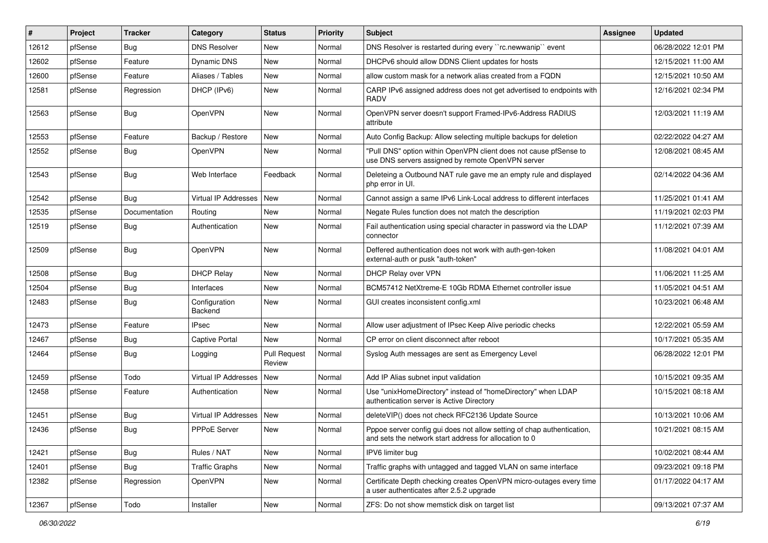| # | Project | Tracker | Category | Status | Priority | Subject | Assignee | Updated |
|---|---|---|---|---|---|---|---|---|
| 12612 | pfSense | Bug | DNS Resolver | New | Normal | DNS Resolver is restarted during every ``rc.newwanip`` event | | 06/28/2022 12:01 PM |
| 12602 | pfSense | Feature | Dynamic DNS | New | Normal | DHCPv6 should allow DDNS Client updates for hosts | | 12/15/2021 11:00 AM |
| 12600 | pfSense | Feature | Aliases / Tables | New | Normal | allow custom mask for a network alias created from a FQDN | | 12/15/2021 10:50 AM |
| 12581 | pfSense | Regression | DHCP (IPv6) | New | Normal | CARP IPv6 assigned address does not get advertised to endpoints with RADV | | 12/16/2021 02:34 PM |
| 12563 | pfSense | Bug | OpenVPN | New | Normal | OpenVPN server doesn't support Framed-IPv6-Address RADIUS attribute | | 12/03/2021 11:19 AM |
| 12553 | pfSense | Feature | Backup / Restore | New | Normal | Auto Config Backup: Allow selecting multiple backups for deletion | | 02/22/2022 04:27 AM |
| 12552 | pfSense | Bug | OpenVPN | New | Normal | "Pull DNS" option within OpenVPN client does not cause pfSense to use DNS servers assigned by remote OpenVPN server | | 12/08/2021 08:45 AM |
| 12543 | pfSense | Bug | Web Interface | Feedback | Normal | Deleteing a Outbound NAT rule gave me an empty rule and displayed php error in UI. | | 02/14/2022 04:36 AM |
| 12542 | pfSense | Bug | Virtual IP Addresses | New | Normal | Cannot assign a same IPv6 Link-Local address to different interfaces | | 11/25/2021 01:41 AM |
| 12535 | pfSense | Documentation | Routing | New | Normal | Negate Rules function does not match the description | | 11/19/2021 02:03 PM |
| 12519 | pfSense | Bug | Authentication | New | Normal | Fail authentication using special character in password via the LDAP connector | | 11/12/2021 07:39 AM |
| 12509 | pfSense | Bug | OpenVPN | New | Normal | Deffered authentication does not work with auth-gen-token external-auth or pusk "auth-token" | | 11/08/2021 04:01 AM |
| 12508 | pfSense | Bug | DHCP Relay | New | Normal | DHCP Relay over VPN | | 11/06/2021 11:25 AM |
| 12504 | pfSense | Bug | Interfaces | New | Normal | BCM57412 NetXtreme-E 10Gb RDMA Ethernet controller issue | | 11/05/2021 04:51 AM |
| 12483 | pfSense | Bug | Configuration Backend | New | Normal | GUI creates inconsistent config.xml | | 10/23/2021 06:48 AM |
| 12473 | pfSense | Feature | IPsec | New | Normal | Allow user adjustment of IPsec Keep Alive periodic checks | | 12/22/2021 05:59 AM |
| 12467 | pfSense | Bug | Captive Portal | New | Normal | CP error on client disconnect after reboot | | 10/17/2021 05:35 AM |
| 12464 | pfSense | Bug | Logging | Pull Request Review | Normal | Syslog Auth messages are sent as Emergency Level | | 06/28/2022 12:01 PM |
| 12459 | pfSense | Todo | Virtual IP Addresses | New | Normal | Add IP Alias subnet input validation | | 10/15/2021 09:35 AM |
| 12458 | pfSense | Feature | Authentication | New | Normal | Use "unixHomeDirectory" instead of "homeDirectory" when LDAP authentication server is Active Directory | | 10/15/2021 08:18 AM |
| 12451 | pfSense | Bug | Virtual IP Addresses | New | Normal | deleteVIP() does not check RFC2136 Update Source | | 10/13/2021 10:06 AM |
| 12436 | pfSense | Bug | PPPoE Server | New | Normal | Pppoe server config gui does not allow setting of chap authentication, and sets the network start address for allocation to 0 | | 10/21/2021 08:15 AM |
| 12421 | pfSense | Bug | Rules / NAT | New | Normal | IPV6 limiter bug | | 10/02/2021 08:44 AM |
| 12401 | pfSense | Bug | Traffic Graphs | New | Normal | Traffic graphs with untagged and tagged VLAN on same interface | | 09/23/2021 09:18 PM |
| 12382 | pfSense | Regression | OpenVPN | New | Normal | Certificate Depth checking creates OpenVPN micro-outages every time a user authenticates after 2.5.2 upgrade | | 01/17/2022 04:17 AM |
| 12367 | pfSense | Todo | Installer | New | Normal | ZFS: Do not show memstick disk on target list | | 09/13/2021 07:37 AM |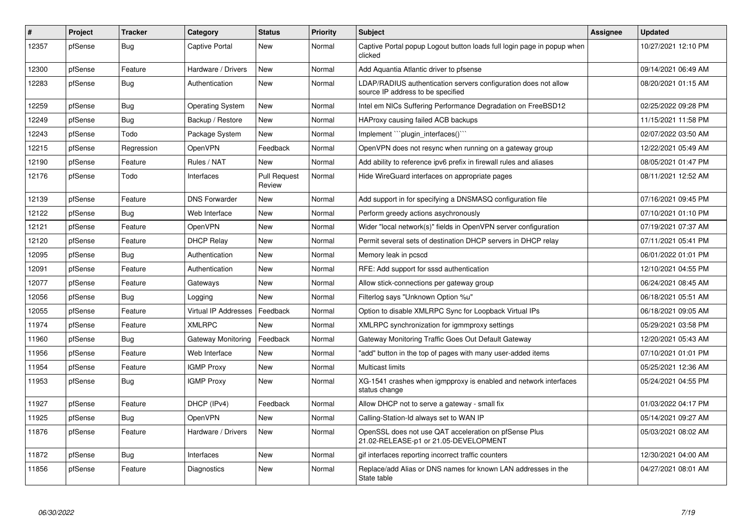| # | Project | Tracker | Category | Status | Priority | Subject | Assignee | Updated |
|---|---|---|---|---|---|---|---|---|
| 12357 | pfSense | Bug | Captive Portal | New | Normal | Captive Portal popup Logout button loads full login page in popup when clicked | | 10/27/2021 12:10 PM |
| 12300 | pfSense | Feature | Hardware / Drivers | New | Normal | Add Aquantia Atlantic driver to pfsense | | 09/14/2021 06:49 AM |
| 12283 | pfSense | Bug | Authentication | New | Normal | LDAP/RADIUS authentication servers configuration does not allow source IP address to be specified | | 08/20/2021 01:15 AM |
| 12259 | pfSense | Bug | Operating System | New | Normal | Intel em NICs Suffering Performance Degradation on FreeBSD12 | | 02/25/2022 09:28 PM |
| 12249 | pfSense | Bug | Backup / Restore | New | Normal | HAProxy causing failed ACB backups | | 11/15/2021 11:58 PM |
| 12243 | pfSense | Todo | Package System | New | Normal | Implement ```plugin_interfaces()``` | | 02/07/2022 03:50 AM |
| 12215 | pfSense | Regression | OpenVPN | Feedback | Normal | OpenVPN does not resync when running on a gateway group | | 12/22/2021 05:49 AM |
| 12190 | pfSense | Feature | Rules / NAT | New | Normal | Add ability to reference ipv6 prefix in firewall rules and aliases | | 08/05/2021 01:47 PM |
| 12176 | pfSense | Todo | Interfaces | Pull Request Review | Normal | Hide WireGuard interfaces on appropriate pages | | 08/11/2021 12:52 AM |
| 12139 | pfSense | Feature | DNS Forwarder | New | Normal | Add support in for specifying a DNSMASQ configuration file | | 07/16/2021 09:45 PM |
| 12122 | pfSense | Bug | Web Interface | New | Normal | Perform greedy actions asychronously | | 07/10/2021 01:10 PM |
| 12121 | pfSense | Feature | OpenVPN | New | Normal | Wider "local network(s)" fields in OpenVPN server configuration | | 07/19/2021 07:37 AM |
| 12120 | pfSense | Feature | DHCP Relay | New | Normal | Permit several sets of destination DHCP servers in DHCP relay | | 07/11/2021 05:41 PM |
| 12095 | pfSense | Bug | Authentication | New | Normal | Memory leak in pcscd | | 06/01/2022 01:01 PM |
| 12091 | pfSense | Feature | Authentication | New | Normal | RFE: Add support for sssd authentication | | 12/10/2021 04:55 PM |
| 12077 | pfSense | Feature | Gateways | New | Normal | Allow stick-connections per gateway group | | 06/24/2021 08:45 AM |
| 12056 | pfSense | Bug | Logging | New | Normal | Filterlog says "Unknown Option %u" | | 06/18/2021 05:51 AM |
| 12055 | pfSense | Feature | Virtual IP Addresses | Feedback | Normal | Option to disable XMLRPC Sync for Loopback Virtual IPs | | 06/18/2021 09:05 AM |
| 11974 | pfSense | Feature | XMLRPC | New | Normal | XMLRPC synchronization for igmmproxy settings | | 05/29/2021 03:58 PM |
| 11960 | pfSense | Bug | Gateway Monitoring | Feedback | Normal | Gateway Monitoring Traffic Goes Out Default Gateway | | 12/20/2021 05:43 AM |
| 11956 | pfSense | Feature | Web Interface | New | Normal | "add" button in the top of pages with many user-added items | | 07/10/2021 01:01 PM |
| 11954 | pfSense | Feature | IGMP Proxy | New | Normal | Multicast limits | | 05/25/2021 12:36 AM |
| 11953 | pfSense | Bug | IGMP Proxy | New | Normal | XG-1541 crashes when igmpproxy is enabled and network interfaces status change | | 05/24/2021 04:55 PM |
| 11927 | pfSense | Feature | DHCP (IPv4) | Feedback | Normal | Allow DHCP not to serve a gateway - small fix | | 01/03/2022 04:17 PM |
| 11925 | pfSense | Bug | OpenVPN | New | Normal | Calling-Station-Id always set to WAN IP | | 05/14/2021 09:27 AM |
| 11876 | pfSense | Feature | Hardware / Drivers | New | Normal | OpenSSL does not use QAT acceleration on pfSense Plus 21.02-RELEASE-p1 or 21.05-DEVELOPMENT | | 05/03/2021 08:02 AM |
| 11872 | pfSense | Bug | Interfaces | New | Normal | gif interfaces reporting incorrect traffic counters | | 12/30/2021 04:00 AM |
| 11856 | pfSense | Feature | Diagnostics | New | Normal | Replace/add Alias or DNS names for known LAN addresses in the State table | | 04/27/2021 08:01 AM |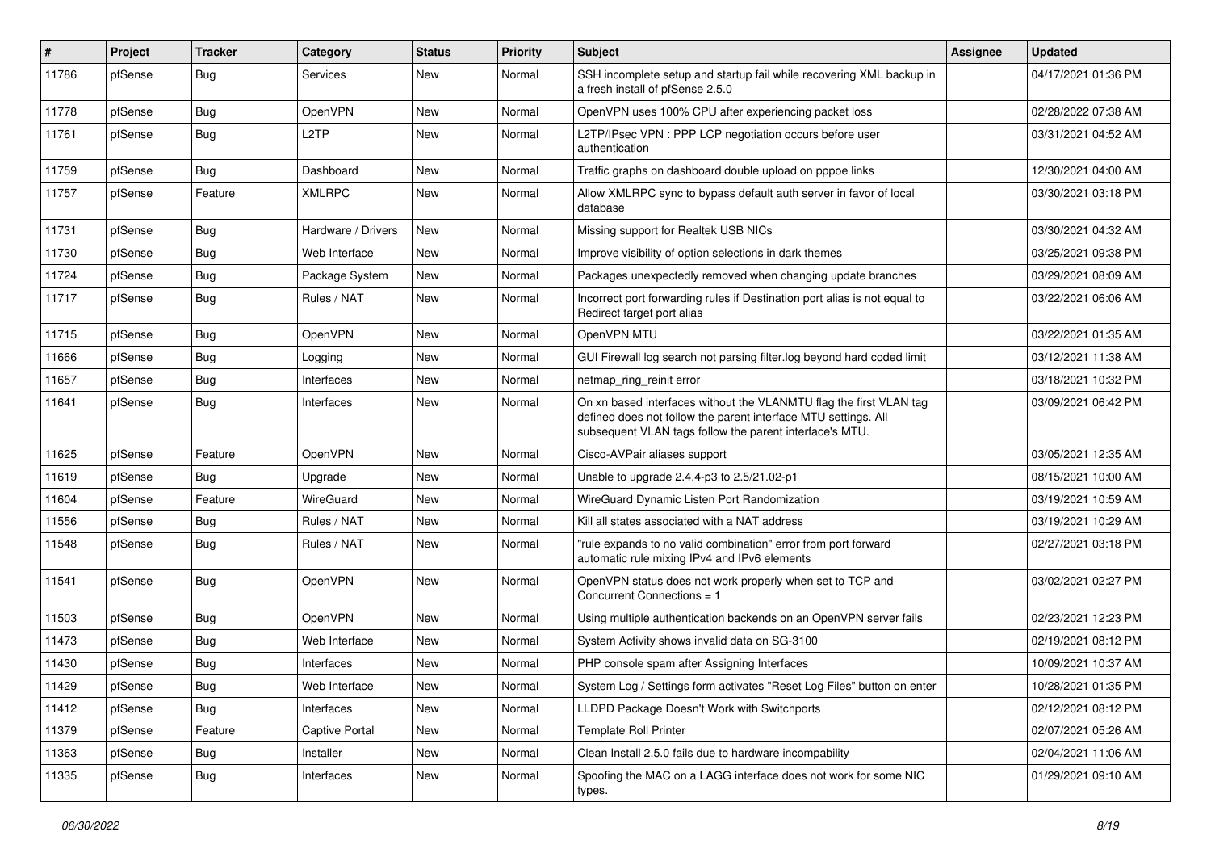| # | Project | Tracker | Category | Status | Priority | Subject | Assignee | Updated |
|---|---|---|---|---|---|---|---|---|
| 11786 | pfSense | Bug | Services | New | Normal | SSH incomplete setup and startup fail while recovering XML backup in a fresh install of pfSense 2.5.0 | | 04/17/2021 01:36 PM |
| 11778 | pfSense | Bug | OpenVPN | New | Normal | OpenVPN uses 100% CPU after experiencing packet loss | | 02/28/2022 07:38 AM |
| 11761 | pfSense | Bug | L2TP | New | Normal | L2TP/IPsec VPN : PPP LCP negotiation occurs before user authentication | | 03/31/2021 04:52 AM |
| 11759 | pfSense | Bug | Dashboard | New | Normal | Traffic graphs on dashboard double upload on pppoe links | | 12/30/2021 04:00 AM |
| 11757 | pfSense | Feature | XMLRPC | New | Normal | Allow XMLRPC sync to bypass default auth server in favor of local database | | 03/30/2021 03:18 PM |
| 11731 | pfSense | Bug | Hardware / Drivers | New | Normal | Missing support for Realtek USB NICs | | 03/30/2021 04:32 AM |
| 11730 | pfSense | Bug | Web Interface | New | Normal | Improve visibility of option selections in dark themes | | 03/25/2021 09:38 PM |
| 11724 | pfSense | Bug | Package System | New | Normal | Packages unexpectedly removed when changing update branches | | 03/29/2021 08:09 AM |
| 11717 | pfSense | Bug | Rules / NAT | New | Normal | Incorrect port forwarding rules if Destination port alias is not equal to Redirect target port alias | | 03/22/2021 06:06 AM |
| 11715 | pfSense | Bug | OpenVPN | New | Normal | OpenVPN MTU | | 03/22/2021 01:35 AM |
| 11666 | pfSense | Bug | Logging | New | Normal | GUI Firewall log search not parsing filter.log beyond hard coded limit | | 03/12/2021 11:38 AM |
| 11657 | pfSense | Bug | Interfaces | New | Normal | netmap_ring_reinit error | | 03/18/2021 10:32 PM |
| 11641 | pfSense | Bug | Interfaces | New | Normal | On xn based interfaces without the VLANMTU flag the first VLAN tag defined does not follow the parent interface MTU settings. All subsequent VLAN tags follow the parent interface's MTU. | | 03/09/2021 06:42 PM |
| 11625 | pfSense | Feature | OpenVPN | New | Normal | Cisco-AVPair aliases support | | 03/05/2021 12:35 AM |
| 11619 | pfSense | Bug | Upgrade | New | Normal | Unable to upgrade 2.4.4-p3 to 2.5/21.02-p1 | | 08/15/2021 10:00 AM |
| 11604 | pfSense | Feature | WireGuard | New | Normal | WireGuard Dynamic Listen Port Randomization | | 03/19/2021 10:59 AM |
| 11556 | pfSense | Bug | Rules / NAT | New | Normal | Kill all states associated with a NAT address | | 03/19/2021 10:29 AM |
| 11548 | pfSense | Bug | Rules / NAT | New | Normal | "rule expands to no valid combination" error from port forward automatic rule mixing IPv4 and IPv6 elements | | 02/27/2021 03:18 PM |
| 11541 | pfSense | Bug | OpenVPN | New | Normal | OpenVPN status does not work properly when set to TCP and Concurrent Connections = 1 | | 03/02/2021 02:27 PM |
| 11503 | pfSense | Bug | OpenVPN | New | Normal | Using multiple authentication backends on an OpenVPN server fails | | 02/23/2021 12:23 PM |
| 11473 | pfSense | Bug | Web Interface | New | Normal | System Activity shows invalid data on SG-3100 | | 02/19/2021 08:12 PM |
| 11430 | pfSense | Bug | Interfaces | New | Normal | PHP console spam after Assigning Interfaces | | 10/09/2021 10:37 AM |
| 11429 | pfSense | Bug | Web Interface | New | Normal | System Log / Settings form activates "Reset Log Files" button on enter | | 10/28/2021 01:35 PM |
| 11412 | pfSense | Bug | Interfaces | New | Normal | LLDPD Package Doesn't Work with Switchports | | 02/12/2021 08:12 PM |
| 11379 | pfSense | Feature | Captive Portal | New | Normal | Template Roll Printer | | 02/07/2021 05:26 AM |
| 11363 | pfSense | Bug | Installer | New | Normal | Clean Install 2.5.0 fails due to hardware incompability | | 02/04/2021 11:06 AM |
| 11335 | pfSense | Bug | Interfaces | New | Normal | Spoofing the MAC on a LAGG interface does not work for some NIC types. | | 01/29/2021 09:10 AM |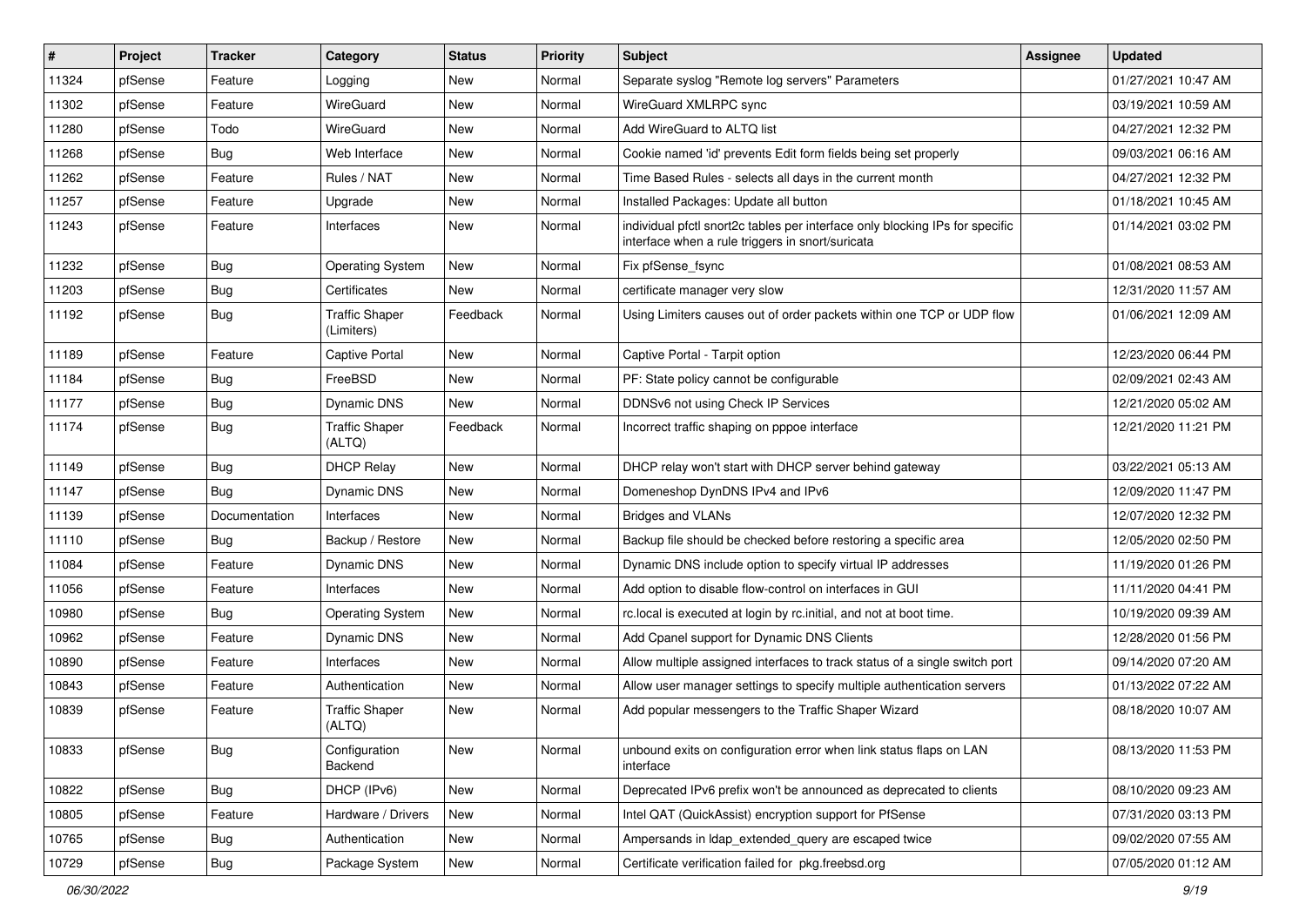| # | Project | Tracker | Category | Status | Priority | Subject | Assignee | Updated |
|---|---|---|---|---|---|---|---|---|
| 11324 | pfSense | Feature | Logging | New | Normal | Separate syslog "Remote log servers" Parameters | | 01/27/2021 10:47 AM |
| 11302 | pfSense | Feature | WireGuard | New | Normal | WireGuard XMLRPC sync | | 03/19/2021 10:59 AM |
| 11280 | pfSense | Todo | WireGuard | New | Normal | Add WireGuard to ALTQ list | | 04/27/2021 12:32 PM |
| 11268 | pfSense | Bug | Web Interface | New | Normal | Cookie named 'id' prevents Edit form fields being set properly | | 09/03/2021 06:16 AM |
| 11262 | pfSense | Feature | Rules / NAT | New | Normal | Time Based Rules - selects all days in the current month | | 04/27/2021 12:32 PM |
| 11257 | pfSense | Feature | Upgrade | New | Normal | Installed Packages: Update all button | | 01/18/2021 10:45 AM |
| 11243 | pfSense | Feature | Interfaces | New | Normal | individual pfctl snort2c tables per interface only blocking IPs for specific interface when a rule triggers in snort/suricata | | 01/14/2021 03:02 PM |
| 11232 | pfSense | Bug | Operating System | New | Normal | Fix pfSense_fsync | | 01/08/2021 08:53 AM |
| 11203 | pfSense | Bug | Certificates | New | Normal | certificate manager very slow | | 12/31/2020 11:57 AM |
| 11192 | pfSense | Bug | Traffic Shaper (Limiters) | Feedback | Normal | Using Limiters causes out of order packets within one TCP or UDP flow | | 01/06/2021 12:09 AM |
| 11189 | pfSense | Feature | Captive Portal | New | Normal | Captive Portal - Tarpit option | | 12/23/2020 06:44 PM |
| 11184 | pfSense | Bug | FreeBSD | New | Normal | PF: State policy cannot be configurable | | 02/09/2021 02:43 AM |
| 11177 | pfSense | Bug | Dynamic DNS | New | Normal | DDNSv6 not using Check IP Services | | 12/21/2020 05:02 AM |
| 11174 | pfSense | Bug | Traffic Shaper (ALTQ) | Feedback | Normal | Incorrect traffic shaping on pppoe interface | | 12/21/2020 11:21 PM |
| 11149 | pfSense | Bug | DHCP Relay | New | Normal | DHCP relay won't start with DHCP server behind gateway | | 03/22/2021 05:13 AM |
| 11147 | pfSense | Bug | Dynamic DNS | New | Normal | Domeneshop DynDNS IPv4 and IPv6 | | 12/09/2020 11:47 PM |
| 11139 | pfSense | Documentation | Interfaces | New | Normal | Bridges and VLANs | | 12/07/2020 12:32 PM |
| 11110 | pfSense | Bug | Backup / Restore | New | Normal | Backup file should be checked before restoring a specific area | | 12/05/2020 02:50 PM |
| 11084 | pfSense | Feature | Dynamic DNS | New | Normal | Dynamic DNS include option to specify virtual IP addresses | | 11/19/2020 01:26 PM |
| 11056 | pfSense | Feature | Interfaces | New | Normal | Add option to disable flow-control on interfaces in GUI | | 11/11/2020 04:41 PM |
| 10980 | pfSense | Bug | Operating System | New | Normal | rc.local is executed at login by rc.initial, and not at boot time. | | 10/19/2020 09:39 AM |
| 10962 | pfSense | Feature | Dynamic DNS | New | Normal | Add Cpanel support for Dynamic DNS Clients | | 12/28/2020 01:56 PM |
| 10890 | pfSense | Feature | Interfaces | New | Normal | Allow multiple assigned interfaces to track status of a single switch port | | 09/14/2020 07:20 AM |
| 10843 | pfSense | Feature | Authentication | New | Normal | Allow user manager settings to specify multiple authentication servers | | 01/13/2022 07:22 AM |
| 10839 | pfSense | Feature | Traffic Shaper (ALTQ) | New | Normal | Add popular messengers to the Traffic Shaper Wizard | | 08/18/2020 10:07 AM |
| 10833 | pfSense | Bug | Configuration Backend | New | Normal | unbound exits on configuration error when link status flaps on LAN interface | | 08/13/2020 11:53 PM |
| 10822 | pfSense | Bug | DHCP (IPv6) | New | Normal | Deprecated IPv6 prefix won't be announced as deprecated to clients | | 08/10/2020 09:23 AM |
| 10805 | pfSense | Feature | Hardware / Drivers | New | Normal | Intel QAT (QuickAssist) encryption support for PfSense | | 07/31/2020 03:13 PM |
| 10765 | pfSense | Bug | Authentication | New | Normal | Ampersands in ldap_extended_query are escaped twice | | 09/02/2020 07:55 AM |
| 10729 | pfSense | Bug | Package System | New | Normal | Certificate verification failed for pkg.freebsd.org | | 07/05/2020 01:12 AM |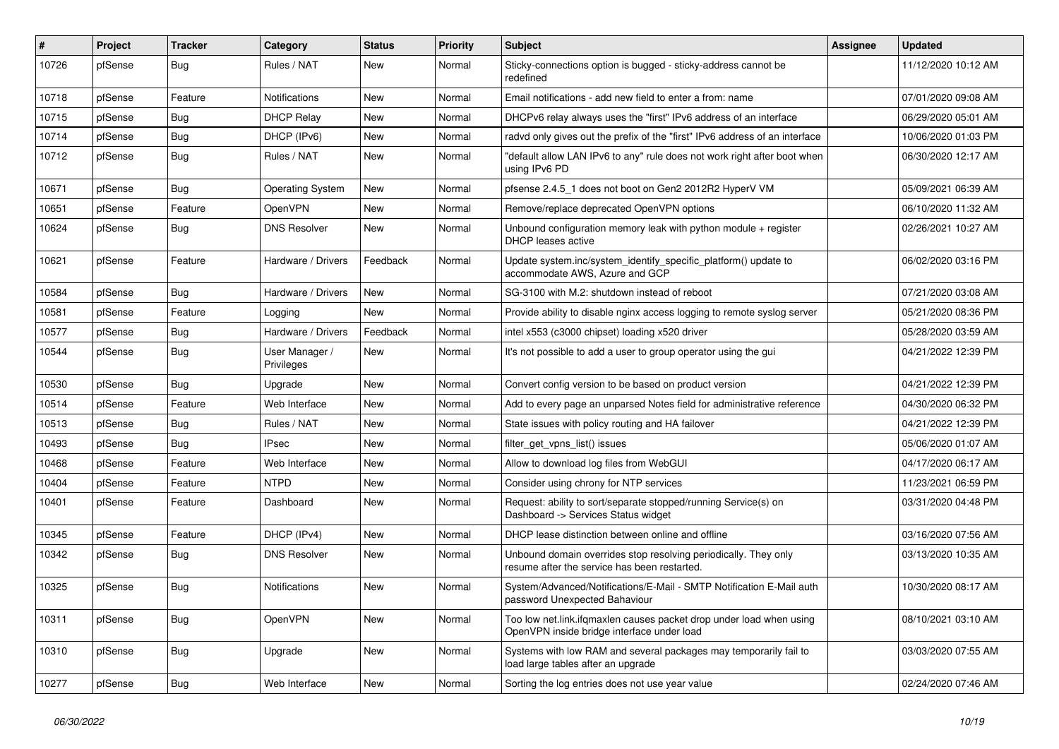| # | Project | Tracker | Category | Status | Priority | Subject | Assignee | Updated |
|---|---|---|---|---|---|---|---|---|
| 10726 | pfSense | Bug | Rules / NAT | New | Normal | Sticky-connections option is bugged - sticky-address cannot be redefined | | 11/12/2020 10:12 AM |
| 10718 | pfSense | Feature | Notifications | New | Normal | Email notifications - add new field to enter a from: name | | 07/01/2020 09:08 AM |
| 10715 | pfSense | Bug | DHCP Relay | New | Normal | DHCPv6 relay always uses the "first" IPv6 address of an interface | | 06/29/2020 05:01 AM |
| 10714 | pfSense | Bug | DHCP (IPv6) | New | Normal | radvd only gives out the prefix of the "first" IPv6 address of an interface | | 10/06/2020 01:03 PM |
| 10712 | pfSense | Bug | Rules / NAT | New | Normal | "default allow LAN IPv6 to any" rule does not work right after boot when using IPv6 PD | | 06/30/2020 12:17 AM |
| 10671 | pfSense | Bug | Operating System | New | Normal | pfsense 2.4.5_1 does not boot on Gen2 2012R2 HyperV VM | | 05/09/2021 06:39 AM |
| 10651 | pfSense | Feature | OpenVPN | New | Normal | Remove/replace deprecated OpenVPN options | | 06/10/2020 11:32 AM |
| 10624 | pfSense | Bug | DNS Resolver | New | Normal | Unbound configuration memory leak with python module + register DHCP leases active | | 02/26/2021 10:27 AM |
| 10621 | pfSense | Feature | Hardware / Drivers | Feedback | Normal | Update system.inc/system_identify_specific_platform() update to accommodate AWS, Azure and GCP | | 06/02/2020 03:16 PM |
| 10584 | pfSense | Bug | Hardware / Drivers | New | Normal | SG-3100 with M.2: shutdown instead of reboot | | 07/21/2020 03:08 AM |
| 10581 | pfSense | Feature | Logging | New | Normal | Provide ability to disable nginx access logging to remote syslog server | | 05/21/2020 08:36 PM |
| 10577 | pfSense | Bug | Hardware / Drivers | Feedback | Normal | intel x553 (c3000 chipset) loading x520 driver | | 05/28/2020 03:59 AM |
| 10544 | pfSense | Bug | User Manager / Privileges | New | Normal | It's not possible to add a user to group operator using the gui | | 04/21/2022 12:39 PM |
| 10530 | pfSense | Bug | Upgrade | New | Normal | Convert config version to be based on product version | | 04/21/2022 12:39 PM |
| 10514 | pfSense | Feature | Web Interface | New | Normal | Add to every page an unparsed Notes field for administrative reference | | 04/30/2020 06:32 PM |
| 10513 | pfSense | Bug | Rules / NAT | New | Normal | State issues with policy routing and HA failover | | 04/21/2022 12:39 PM |
| 10493 | pfSense | Bug | IPsec | New | Normal | filter_get_vpns_list() issues | | 05/06/2020 01:07 AM |
| 10468 | pfSense | Feature | Web Interface | New | Normal | Allow to download log files from WebGUI | | 04/17/2020 06:17 AM |
| 10404 | pfSense | Feature | NTPD | New | Normal | Consider using chrony for NTP services | | 11/23/2021 06:59 PM |
| 10401 | pfSense | Feature | Dashboard | New | Normal | Request: ability to sort/separate stopped/running Service(s) on Dashboard -> Services Status widget | | 03/31/2020 04:48 PM |
| 10345 | pfSense | Feature | DHCP (IPv4) | New | Normal | DHCP lease distinction between online and offline | | 03/16/2020 07:56 AM |
| 10342 | pfSense | Bug | DNS Resolver | New | Normal | Unbound domain overrides stop resolving periodically. They only resume after the service has been restarted. | | 03/13/2020 10:35 AM |
| 10325 | pfSense | Bug | Notifications | New | Normal | System/Advanced/Notifications/E-Mail - SMTP Notification E-Mail auth password Unexpected Bahaviour | | 10/30/2020 08:17 AM |
| 10311 | pfSense | Bug | OpenVPN | New | Normal | Too low net.link.ifqmaxlen causes packet drop under load when using OpenVPN inside bridge interface under load | | 08/10/2021 03:10 AM |
| 10310 | pfSense | Bug | Upgrade | New | Normal | Systems with low RAM and several packages may temporarily fail to load large tables after an upgrade | | 03/03/2020 07:55 AM |
| 10277 | pfSense | Bug | Web Interface | New | Normal | Sorting the log entries does not use year value | | 02/24/2020 07:46 AM |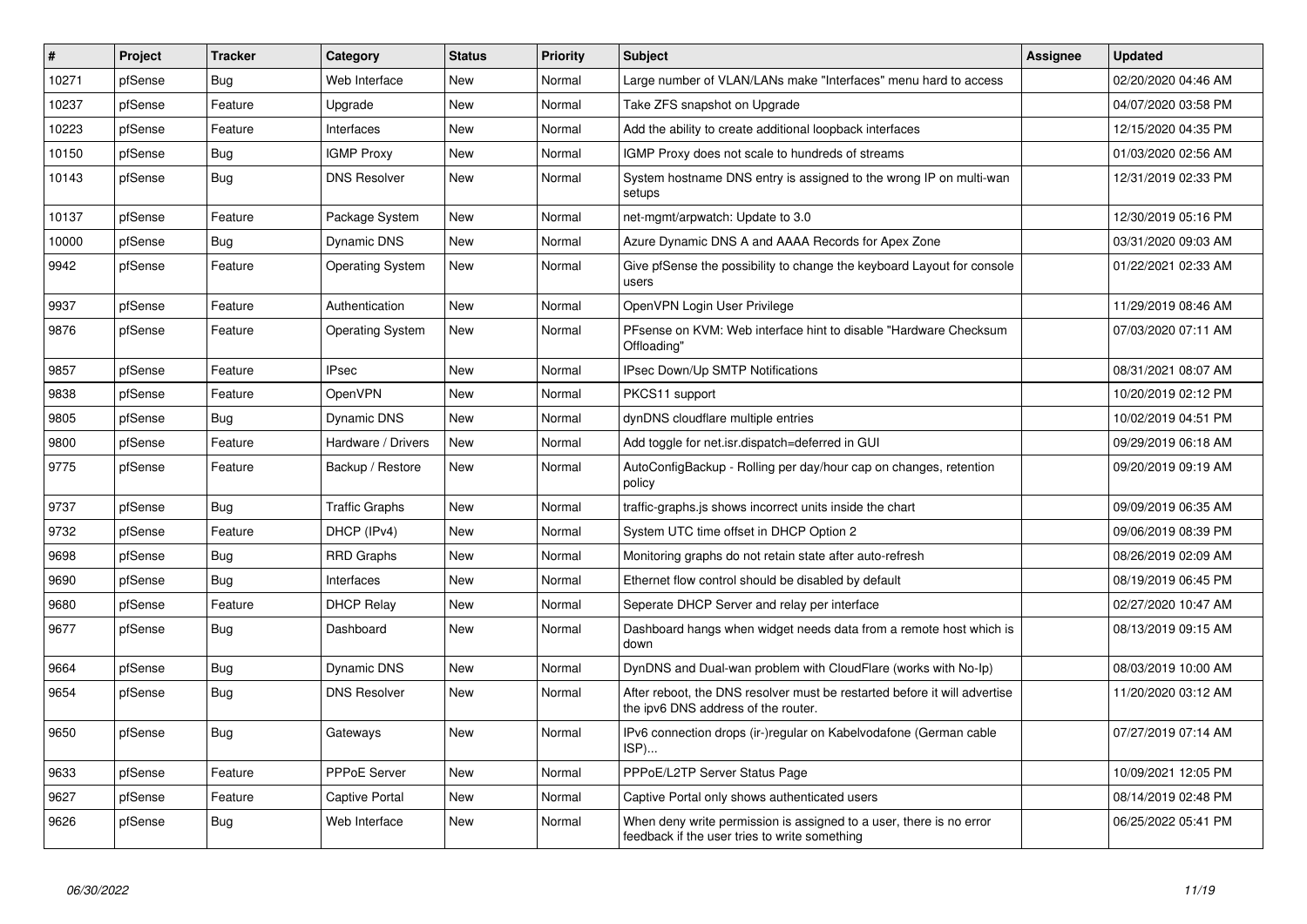| # | Project | Tracker | Category | Status | Priority | Subject | Assignee | Updated |
|---|---|---|---|---|---|---|---|---|
| 10271 | pfSense | Bug | Web Interface | New | Normal | Large number of VLAN/LANs make "Interfaces" menu hard to access | | 02/20/2020 04:46 AM |
| 10237 | pfSense | Feature | Upgrade | New | Normal | Take ZFS snapshot on Upgrade | | 04/07/2020 03:58 PM |
| 10223 | pfSense | Feature | Interfaces | New | Normal | Add the ability to create additional loopback interfaces | | 12/15/2020 04:35 PM |
| 10150 | pfSense | Bug | IGMP Proxy | New | Normal | IGMP Proxy does not scale to hundreds of streams | | 01/03/2020 02:56 AM |
| 10143 | pfSense | Bug | DNS Resolver | New | Normal | System hostname DNS entry is assigned to the wrong IP on multi-wan setups | | 12/31/2019 02:33 PM |
| 10137 | pfSense | Feature | Package System | New | Normal | net-mgmt/arpwatch: Update to 3.0 | | 12/30/2019 05:16 PM |
| 10000 | pfSense | Bug | Dynamic DNS | New | Normal | Azure Dynamic DNS A and AAAA Records for Apex Zone | | 03/31/2020 09:03 AM |
| 9942 | pfSense | Feature | Operating System | New | Normal | Give pfSense the possibility to change the keyboard Layout for console users | | 01/22/2021 02:33 AM |
| 9937 | pfSense | Feature | Authentication | New | Normal | OpenVPN Login User Privilege | | 11/29/2019 08:46 AM |
| 9876 | pfSense | Feature | Operating System | New | Normal | PFsense on KVM: Web interface hint to disable "Hardware Checksum Offloading" | | 07/03/2020 07:11 AM |
| 9857 | pfSense | Feature | IPsec | New | Normal | IPsec Down/Up SMTP Notifications | | 08/31/2021 08:07 AM |
| 9838 | pfSense | Feature | OpenVPN | New | Normal | PKCS11 support | | 10/20/2019 02:12 PM |
| 9805 | pfSense | Bug | Dynamic DNS | New | Normal | dynDNS cloudflare multiple entries | | 10/02/2019 04:51 PM |
| 9800 | pfSense | Feature | Hardware / Drivers | New | Normal | Add toggle for net.isr.dispatch=deferred in GUI | | 09/29/2019 06:18 AM |
| 9775 | pfSense | Feature | Backup / Restore | New | Normal | AutoConfigBackup - Rolling per day/hour cap on changes, retention policy | | 09/20/2019 09:19 AM |
| 9737 | pfSense | Bug | Traffic Graphs | New | Normal | traffic-graphs.js shows incorrect units inside the chart | | 09/09/2019 06:35 AM |
| 9732 | pfSense | Feature | DHCP (IPv4) | New | Normal | System UTC time offset in DHCP Option 2 | | 09/06/2019 08:39 PM |
| 9698 | pfSense | Bug | RRD Graphs | New | Normal | Monitoring graphs do not retain state after auto-refresh | | 08/26/2019 02:09 AM |
| 9690 | pfSense | Bug | Interfaces | New | Normal | Ethernet flow control should be disabled by default | | 08/19/2019 06:45 PM |
| 9680 | pfSense | Feature | DHCP Relay | New | Normal | Seperate DHCP Server and relay per interface | | 02/27/2020 10:47 AM |
| 9677 | pfSense | Bug | Dashboard | New | Normal | Dashboard hangs when widget needs data from a remote host which is down | | 08/13/2019 09:15 AM |
| 9664 | pfSense | Bug | Dynamic DNS | New | Normal | DynDNS and Dual-wan problem with CloudFlare (works with No-Ip) | | 08/03/2019 10:00 AM |
| 9654 | pfSense | Bug | DNS Resolver | New | Normal | After reboot, the DNS resolver must be restarted before it will advertise the ipv6 DNS address of the router. | | 11/20/2020 03:12 AM |
| 9650 | pfSense | Bug | Gateways | New | Normal | IPv6 connection drops (ir-)regular on Kabelvodafone (German cable ISP)... | | 07/27/2019 07:14 AM |
| 9633 | pfSense | Feature | PPPoE Server | New | Normal | PPPoE/L2TP Server Status Page | | 10/09/2021 12:05 PM |
| 9627 | pfSense | Feature | Captive Portal | New | Normal | Captive Portal only shows authenticated users | | 08/14/2019 02:48 PM |
| 9626 | pfSense | Bug | Web Interface | New | Normal | When deny write permission is assigned to a user, there is no error feedback if the user tries to write something | | 06/25/2022 05:41 PM |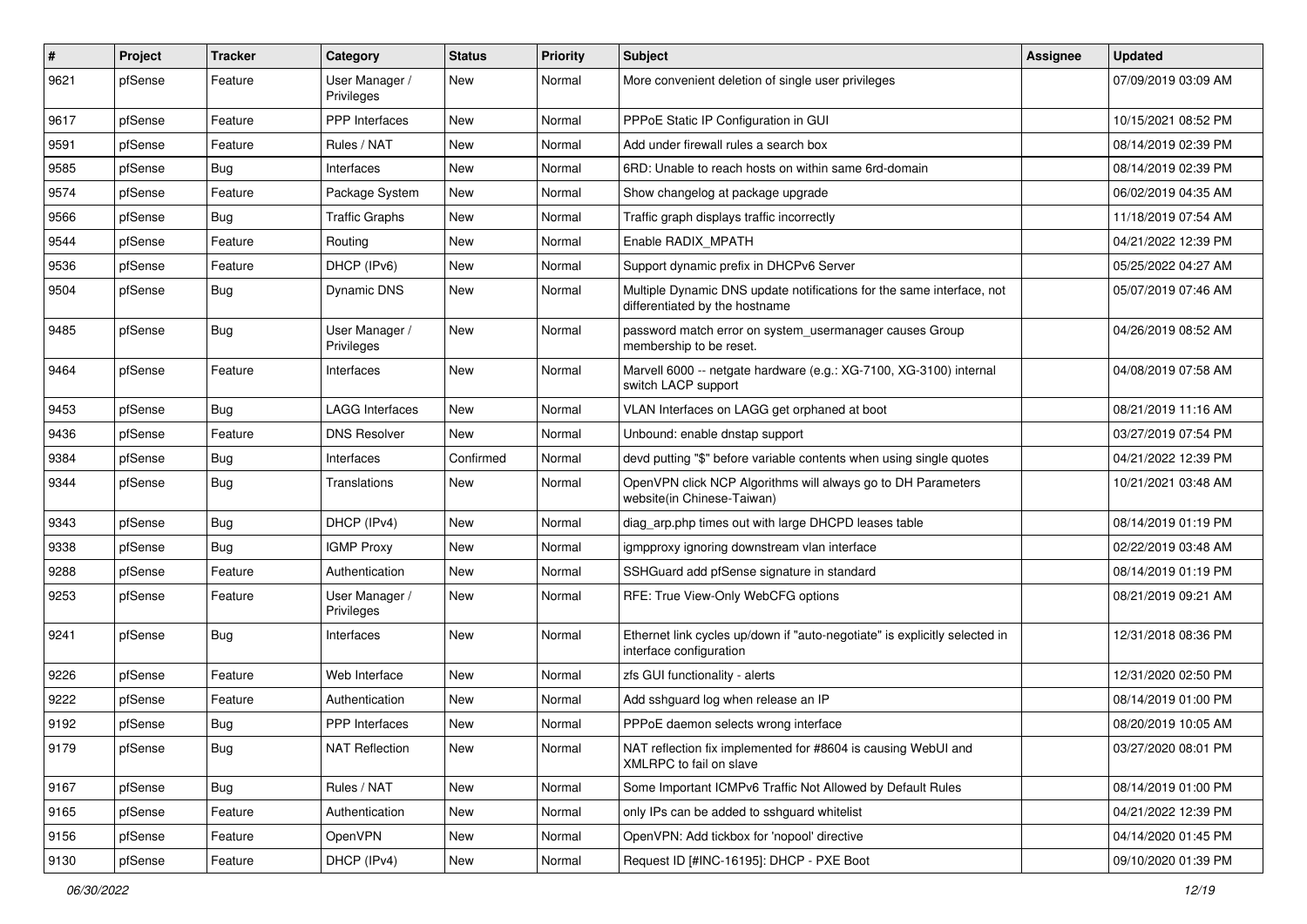| # | Project | Tracker | Category | Status | Priority | Subject | Assignee | Updated |
|---|---|---|---|---|---|---|---|---|
| 9621 | pfSense | Feature | User Manager / Privileges | New | Normal | More convenient deletion of single user privileges | | 07/09/2019 03:09 AM |
| 9617 | pfSense | Feature | PPP Interfaces | New | Normal | PPPoE Static IP Configuration in GUI | | 10/15/2021 08:52 PM |
| 9591 | pfSense | Feature | Rules / NAT | New | Normal | Add under firewall rules a search box | | 08/14/2019 02:39 PM |
| 9585 | pfSense | Bug | Interfaces | New | Normal | 6RD: Unable to reach hosts on within same 6rd-domain | | 08/14/2019 02:39 PM |
| 9574 | pfSense | Feature | Package System | New | Normal | Show changelog at package upgrade | | 06/02/2019 04:35 AM |
| 9566 | pfSense | Bug | Traffic Graphs | New | Normal | Traffic graph displays traffic incorrectly | | 11/18/2019 07:54 AM |
| 9544 | pfSense | Feature | Routing | New | Normal | Enable RADIX_MPATH | | 04/21/2022 12:39 PM |
| 9536 | pfSense | Feature | DHCP (IPv6) | New | Normal | Support dynamic prefix in DHCPv6 Server | | 05/25/2022 04:27 AM |
| 9504 | pfSense | Bug | Dynamic DNS | New | Normal | Multiple Dynamic DNS update notifications for the same interface, not differentiated by the hostname | | 05/07/2019 07:46 AM |
| 9485 | pfSense | Bug | User Manager / Privileges | New | Normal | password match error on system_usermanager causes Group membership to be reset. | | 04/26/2019 08:52 AM |
| 9464 | pfSense | Feature | Interfaces | New | Normal | Marvell 6000 -- netgate hardware (e.g.: XG-7100, XG-3100) internal switch LACP support | | 04/08/2019 07:58 AM |
| 9453 | pfSense | Bug | LAGG Interfaces | New | Normal | VLAN Interfaces on LAGG get orphaned at boot | | 08/21/2019 11:16 AM |
| 9436 | pfSense | Feature | DNS Resolver | New | Normal | Unbound: enable dnstap support | | 03/27/2019 07:54 PM |
| 9384 | pfSense | Bug | Interfaces | Confirmed | Normal | devd putting "$" before variable contents when using single quotes | | 04/21/2022 12:39 PM |
| 9344 | pfSense | Bug | Translations | New | Normal | OpenVPN click NCP Algorithms will always go to DH Parameters website(in Chinese-Taiwan) | | 10/21/2021 03:48 AM |
| 9343 | pfSense | Bug | DHCP (IPv4) | New | Normal | diag_arp.php times out with large DHCPD leases table | | 08/14/2019 01:19 PM |
| 9338 | pfSense | Bug | IGMP Proxy | New | Normal | igmpproxy ignoring downstream vlan interface | | 02/22/2019 03:48 AM |
| 9288 | pfSense | Feature | Authentication | New | Normal | SSHGuard add pfSense signature in standard | | 08/14/2019 01:19 PM |
| 9253 | pfSense | Feature | User Manager / Privileges | New | Normal | RFE: True View-Only WebCFG options | | 08/21/2019 09:21 AM |
| 9241 | pfSense | Bug | Interfaces | New | Normal | Ethernet link cycles up/down if "auto-negotiate" is explicitly selected in interface configuration | | 12/31/2018 08:36 PM |
| 9226 | pfSense | Feature | Web Interface | New | Normal | zfs GUI functionality - alerts | | 12/31/2020 02:50 PM |
| 9222 | pfSense | Feature | Authentication | New | Normal | Add sshguard log when release an IP | | 08/14/2019 01:00 PM |
| 9192 | pfSense | Bug | PPP Interfaces | New | Normal | PPPoE daemon selects wrong interface | | 08/20/2019 10:05 AM |
| 9179 | pfSense | Bug | NAT Reflection | New | Normal | NAT reflection fix implemented for #8604 is causing WebUI and XMLRPC to fail on slave | | 03/27/2020 08:01 PM |
| 9167 | pfSense | Bug | Rules / NAT | New | Normal | Some Important ICMPv6 Traffic Not Allowed by Default Rules | | 08/14/2019 01:00 PM |
| 9165 | pfSense | Feature | Authentication | New | Normal | only IPs can be added to sshguard whitelist | | 04/21/2022 12:39 PM |
| 9156 | pfSense | Feature | OpenVPN | New | Normal | OpenVPN: Add tickbox for 'nopool' directive | | 04/14/2020 01:45 PM |
| 9130 | pfSense | Feature | DHCP (IPv4) | New | Normal | Request ID [#INC-16195]: DHCP - PXE Boot | | 09/10/2020 01:39 PM |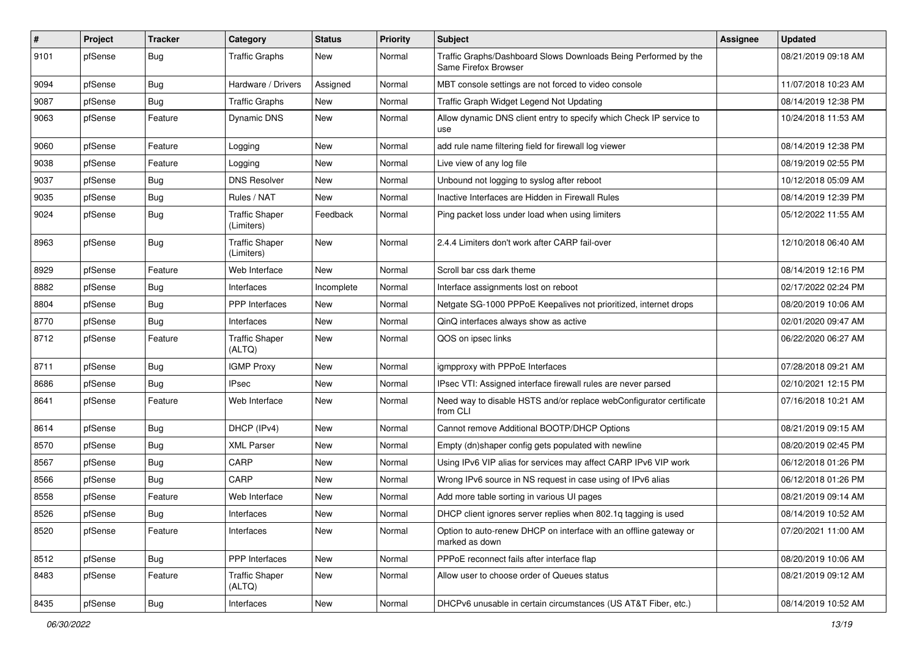| # | Project | Tracker | Category | Status | Priority | Subject | Assignee | Updated |
|---|---|---|---|---|---|---|---|---|
| 9101 | pfSense | Bug | Traffic Graphs | New | Normal | Traffic Graphs/Dashboard Slows Downloads Being Performed by the Same Firefox Browser | | 08/21/2019 09:18 AM |
| 9094 | pfSense | Bug | Hardware / Drivers | Assigned | Normal | MBT console settings are not forced to video console | | 11/07/2018 10:23 AM |
| 9087 | pfSense | Bug | Traffic Graphs | New | Normal | Traffic Graph Widget Legend Not Updating | | 08/14/2019 12:38 PM |
| 9063 | pfSense | Feature | Dynamic DNS | New | Normal | Allow dynamic DNS client entry to specify which Check IP service to use | | 10/24/2018 11:53 AM |
| 9060 | pfSense | Feature | Logging | New | Normal | add rule name filtering field for firewall log viewer | | 08/14/2019 12:38 PM |
| 9038 | pfSense | Feature | Logging | New | Normal | Live view of any log file | | 08/19/2019 02:55 PM |
| 9037 | pfSense | Bug | DNS Resolver | New | Normal | Unbound not logging to syslog after reboot | | 10/12/2018 05:09 AM |
| 9035 | pfSense | Bug | Rules / NAT | New | Normal | Inactive Interfaces are Hidden in Firewall Rules | | 08/14/2019 12:39 PM |
| 9024 | pfSense | Bug | Traffic Shaper (Limiters) | Feedback | Normal | Ping packet loss under load when using limiters | | 05/12/2022 11:55 AM |
| 8963 | pfSense | Bug | Traffic Shaper (Limiters) | New | Normal | 2.4.4 Limiters don't work after CARP fail-over | | 12/10/2018 06:40 AM |
| 8929 | pfSense | Feature | Web Interface | New | Normal | Scroll bar css dark theme | | 08/14/2019 12:16 PM |
| 8882 | pfSense | Bug | Interfaces | Incomplete | Normal | Interface assignments lost on reboot | | 02/17/2022 02:24 PM |
| 8804 | pfSense | Bug | PPP Interfaces | New | Normal | Netgate SG-1000 PPPoE Keepalives not prioritized, internet drops | | 08/20/2019 10:06 AM |
| 8770 | pfSense | Bug | Interfaces | New | Normal | QinQ interfaces always show as active | | 02/01/2020 09:47 AM |
| 8712 | pfSense | Feature | Traffic Shaper (ALTQ) | New | Normal | QOS on ipsec links | | 06/22/2020 06:27 AM |
| 8711 | pfSense | Bug | IGMP Proxy | New | Normal | igmpproxy with PPPoE Interfaces | | 07/28/2018 09:21 AM |
| 8686 | pfSense | Bug | IPsec | New | Normal | IPsec VTI: Assigned interface firewall rules are never parsed | | 02/10/2021 12:15 PM |
| 8641 | pfSense | Feature | Web Interface | New | Normal | Need way to disable HSTS and/or replace webConfigurator certificate from CLI | | 07/16/2018 10:21 AM |
| 8614 | pfSense | Bug | DHCP (IPv4) | New | Normal | Cannot remove Additional BOOTP/DHCP Options | | 08/21/2019 09:15 AM |
| 8570 | pfSense | Bug | XML Parser | New | Normal | Empty (dn)shaper config gets populated with newline | | 08/20/2019 02:45 PM |
| 8567 | pfSense | Bug | CARP | New | Normal | Using IPv6 VIP alias for services may affect CARP IPv6 VIP work | | 06/12/2018 01:26 PM |
| 8566 | pfSense | Bug | CARP | New | Normal | Wrong IPv6 source in NS request in case using of IPv6 alias | | 06/12/2018 01:26 PM |
| 8558 | pfSense | Feature | Web Interface | New | Normal | Add more table sorting in various UI pages | | 08/21/2019 09:14 AM |
| 8526 | pfSense | Bug | Interfaces | New | Normal | DHCP client ignores server replies when 802.1q tagging is used | | 08/14/2019 10:52 AM |
| 8520 | pfSense | Feature | Interfaces | New | Normal | Option to auto-renew DHCP on interface with an offline gateway or marked as down | | 07/20/2021 11:00 AM |
| 8512 | pfSense | Bug | PPP Interfaces | New | Normal | PPPoE reconnect fails after interface flap | | 08/20/2019 10:06 AM |
| 8483 | pfSense | Feature | Traffic Shaper (ALTQ) | New | Normal | Allow user to choose order of Queues status | | 08/21/2019 09:12 AM |
| 8435 | pfSense | Bug | Interfaces | New | Normal | DHCPv6 unusable in certain circumstances (US AT&T Fiber, etc.) | | 08/14/2019 10:52 AM |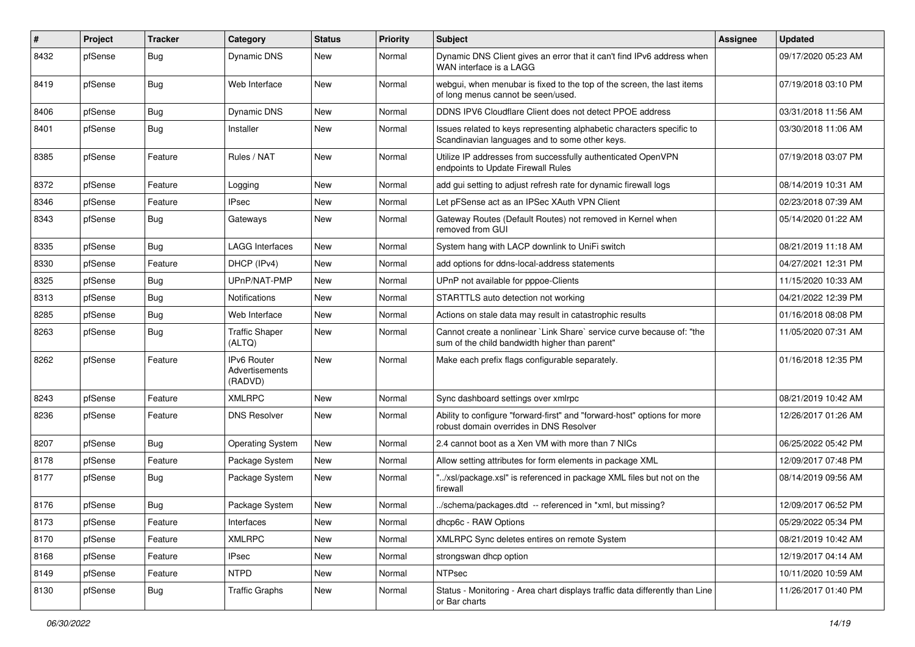| # | Project | Tracker | Category | Status | Priority | Subject | Assignee | Updated |
|---|---|---|---|---|---|---|---|---|
| 8432 | pfSense | Bug | Dynamic DNS | New | Normal | Dynamic DNS Client gives an error that it can't find IPv6 address when WAN interface is a LAGG | | 09/17/2020 05:23 AM |
| 8419 | pfSense | Bug | Web Interface | New | Normal | webgui, when menubar is fixed to the top of the screen, the last items of long menus cannot be seen/used. | | 07/19/2018 03:10 PM |
| 8406 | pfSense | Bug | Dynamic DNS | New | Normal | DDNS IPV6 Cloudflare Client does not detect PPOE address | | 03/31/2018 11:56 AM |
| 8401 | pfSense | Bug | Installer | New | Normal | Issues related to keys representing alphabetic characters specific to Scandinavian languages and to some other keys. | | 03/30/2018 11:06 AM |
| 8385 | pfSense | Feature | Rules / NAT | New | Normal | Utilize IP addresses from successfully authenticated OpenVPN endpoints to Update Firewall Rules | | 07/19/2018 03:07 PM |
| 8372 | pfSense | Feature | Logging | New | Normal | add gui setting to adjust refresh rate for dynamic firewall logs | | 08/14/2019 10:31 AM |
| 8346 | pfSense | Feature | IPsec | New | Normal | Let pFSense act as an IPSec XAuth VPN Client | | 02/23/2018 07:39 AM |
| 8343 | pfSense | Bug | Gateways | New | Normal | Gateway Routes (Default Routes) not removed in Kernel when removed from GUI | | 05/14/2020 01:22 AM |
| 8335 | pfSense | Bug | LAGG Interfaces | New | Normal | System hang with LACP downlink to UniFi switch | | 08/21/2019 11:18 AM |
| 8330 | pfSense | Feature | DHCP (IPv4) | New | Normal | add options for ddns-local-address statements | | 04/27/2021 12:31 PM |
| 8325 | pfSense | Bug | UPnP/NAT-PMP | New | Normal | UPnP not available for pppoe-Clients | | 11/15/2020 10:33 AM |
| 8313 | pfSense | Bug | Notifications | New | Normal | STARTTLS auto detection not working | | 04/21/2022 12:39 PM |
| 8285 | pfSense | Bug | Web Interface | New | Normal | Actions on stale data may result in catastrophic results | | 01/16/2018 08:08 PM |
| 8263 | pfSense | Bug | Traffic Shaper (ALTQ) | New | Normal | Cannot create a nonlinear `Link Share` service curve because of: "the sum of the child bandwidth higher than parent" | | 11/05/2020 07:31 AM |
| 8262 | pfSense | Feature | IPv6 Router Advertisements (RADVD) | New | Normal | Make each prefix flags configurable separately. | | 01/16/2018 12:35 PM |
| 8243 | pfSense | Feature | XMLRPC | New | Normal | Sync dashboard settings over xmlrpc | | 08/21/2019 10:42 AM |
| 8236 | pfSense | Feature | DNS Resolver | New | Normal | Ability to configure "forward-first" and "forward-host" options for more robust domain overrides in DNS Resolver | | 12/26/2017 01:26 AM |
| 8207 | pfSense | Bug | Operating System | New | Normal | 2.4 cannot boot as a Xen VM with more than 7 NICs | | 06/25/2022 05:42 PM |
| 8178 | pfSense | Feature | Package System | New | Normal | Allow setting attributes for form elements in package XML | | 12/09/2017 07:48 PM |
| 8177 | pfSense | Bug | Package System | New | Normal | "../xsl/package.xsl" is referenced in package XML files but not on the firewall | | 08/14/2019 09:56 AM |
| 8176 | pfSense | Bug | Package System | New | Normal | ../schema/packages.dtd -- referenced in *xml, but missing? | | 12/09/2017 06:52 PM |
| 8173 | pfSense | Feature | Interfaces | New | Normal | dhcp6c - RAW Options | | 05/29/2022 05:34 PM |
| 8170 | pfSense | Feature | XMLRPC | New | Normal | XMLRPC Sync deletes entires on remote System | | 08/21/2019 10:42 AM |
| 8168 | pfSense | Feature | IPsec | New | Normal | strongswan dhcp option | | 12/19/2017 04:14 AM |
| 8149 | pfSense | Feature | NTPD | New | Normal | NTPsec | | 10/11/2020 10:59 AM |
| 8130 | pfSense | Bug | Traffic Graphs | New | Normal | Status - Monitoring - Area chart displays traffic data differently than Line or Bar charts | | 11/26/2017 01:40 PM |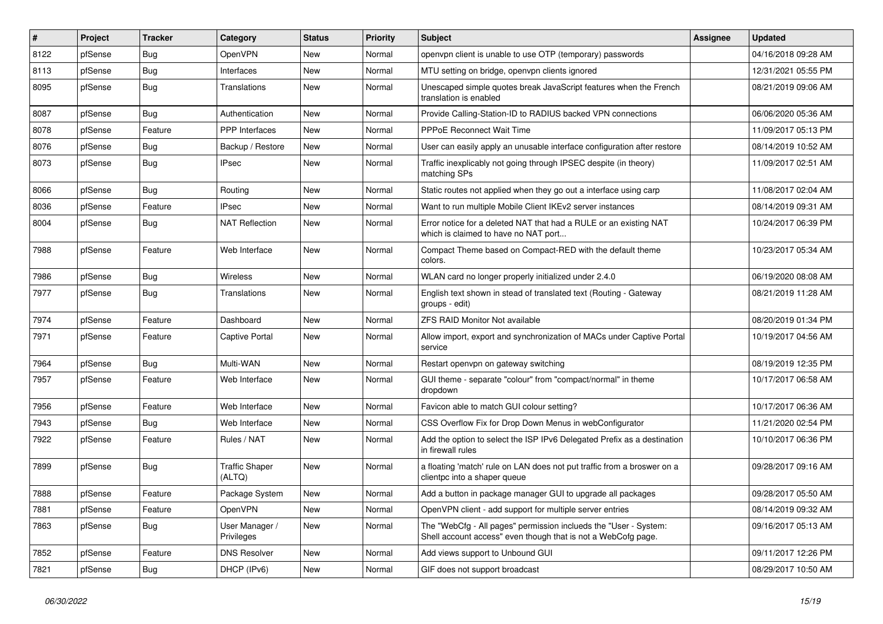| # | Project | Tracker | Category | Status | Priority | Subject | Assignee | Updated |
|---|---|---|---|---|---|---|---|---|
| 8122 | pfSense | Bug | OpenVPN | New | Normal | openvpn client is unable to use OTP (temporary) passwords | | 04/16/2018 09:28 AM |
| 8113 | pfSense | Bug | Interfaces | New | Normal | MTU setting on bridge, openvpn clients ignored | | 12/31/2021 05:55 PM |
| 8095 | pfSense | Bug | Translations | New | Normal | Unescaped simple quotes break JavaScript features when the French translation is enabled | | 08/21/2019 09:06 AM |
| 8087 | pfSense | Bug | Authentication | New | Normal | Provide Calling-Station-ID to RADIUS backed VPN connections | | 06/06/2020 05:36 AM |
| 8078 | pfSense | Feature | PPP Interfaces | New | Normal | PPPoE Reconnect Wait Time | | 11/09/2017 05:13 PM |
| 8076 | pfSense | Bug | Backup / Restore | New | Normal | User can easily apply an unusable interface configuration after restore | | 08/14/2019 10:52 AM |
| 8073 | pfSense | Bug | IPsec | New | Normal | Traffic inexplicably not going through IPSEC despite (in theory) matching SPs | | 11/09/2017 02:51 AM |
| 8066 | pfSense | Bug | Routing | New | Normal | Static routes not applied when they go out a interface using carp | | 11/08/2017 02:04 AM |
| 8036 | pfSense | Feature | IPsec | New | Normal | Want to run multiple Mobile Client IKEv2 server instances | | 08/14/2019 09:31 AM |
| 8004 | pfSense | Bug | NAT Reflection | New | Normal | Error notice for a deleted NAT that had a RULE or an existing NAT which is claimed to have no NAT port... | | 10/24/2017 06:39 PM |
| 7988 | pfSense | Feature | Web Interface | New | Normal | Compact Theme based on Compact-RED with the default theme colors. | | 10/23/2017 05:34 AM |
| 7986 | pfSense | Bug | Wireless | New | Normal | WLAN card no longer properly initialized under 2.4.0 | | 06/19/2020 08:08 AM |
| 7977 | pfSense | Bug | Translations | New | Normal | English text shown in stead of translated text (Routing - Gateway groups - edit) | | 08/21/2019 11:28 AM |
| 7974 | pfSense | Feature | Dashboard | New | Normal | ZFS RAID Monitor Not available | | 08/20/2019 01:34 PM |
| 7971 | pfSense | Feature | Captive Portal | New | Normal | Allow import, export and synchronization of MACs under Captive Portal service | | 10/19/2017 04:56 AM |
| 7964 | pfSense | Bug | Multi-WAN | New | Normal | Restart openvpn on gateway switching | | 08/19/2019 12:35 PM |
| 7957 | pfSense | Feature | Web Interface | New | Normal | GUI theme - separate "colour" from "compact/normal" in theme dropdown | | 10/17/2017 06:58 AM |
| 7956 | pfSense | Feature | Web Interface | New | Normal | Favicon able to match GUI colour setting? | | 10/17/2017 06:36 AM |
| 7943 | pfSense | Bug | Web Interface | New | Normal | CSS Overflow Fix for Drop Down Menus in webConfigurator | | 11/21/2020 02:54 PM |
| 7922 | pfSense | Feature | Rules / NAT | New | Normal | Add the option to select the ISP IPv6 Delegated Prefix as a destination in firewall rules | | 10/10/2017 06:36 PM |
| 7899 | pfSense | Bug | Traffic Shaper (ALTQ) | New | Normal | a floating 'match' rule on LAN does not put traffic from a broswer on a clientpc into a shaper queue | | 09/28/2017 09:16 AM |
| 7888 | pfSense | Feature | Package System | New | Normal | Add a button in package manager GUI to upgrade all packages | | 09/28/2017 05:50 AM |
| 7881 | pfSense | Feature | OpenVPN | New | Normal | OpenVPN client - add support for multiple server entries | | 08/14/2019 09:32 AM |
| 7863 | pfSense | Bug | User Manager / Privileges | New | Normal | The "WebCfg - All pages" permission inclueds the "User - System: Shell account access" even though that is not a WebCofg page. | | 09/16/2017 05:13 AM |
| 7852 | pfSense | Feature | DNS Resolver | New | Normal | Add views support to Unbound GUI | | 09/11/2017 12:26 PM |
| 7821 | pfSense | Bug | DHCP (IPv6) | New | Normal | GIF does not support broadcast | | 08/29/2017 10:50 AM |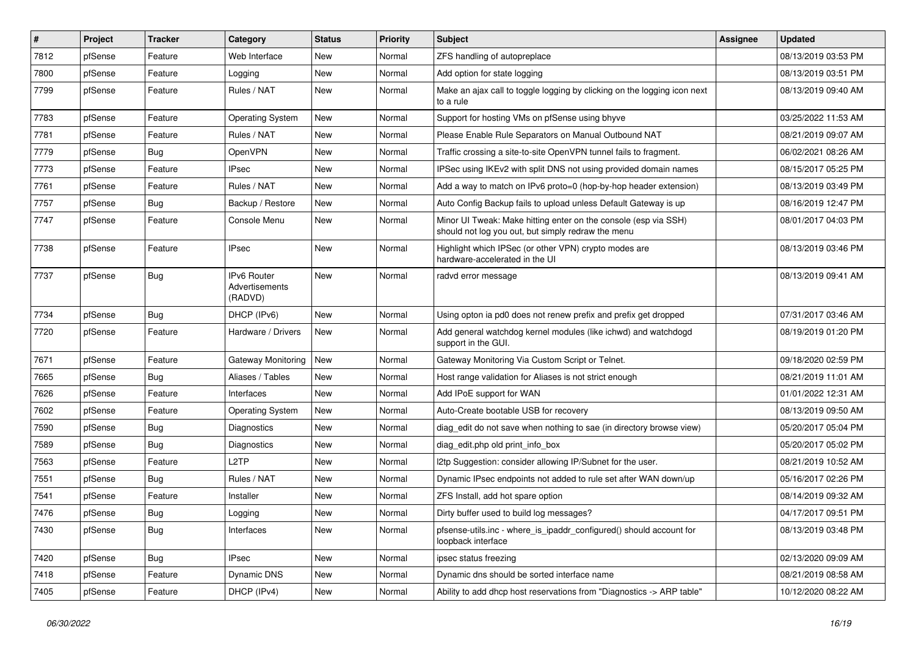| # | Project | Tracker | Category | Status | Priority | Subject | Assignee | Updated |
|---|---|---|---|---|---|---|---|---|
| 7812 | pfSense | Feature | Web Interface | New | Normal | ZFS handling of autopreplace | | 08/13/2019 03:53 PM |
| 7800 | pfSense | Feature | Logging | New | Normal | Add option for state logging | | 08/13/2019 03:51 PM |
| 7799 | pfSense | Feature | Rules / NAT | New | Normal | Make an ajax call to toggle logging by clicking on the logging icon next to a rule | | 08/13/2019 09:40 AM |
| 7783 | pfSense | Feature | Operating System | New | Normal | Support for hosting VMs on pfSense using bhyve | | 03/25/2022 11:53 AM |
| 7781 | pfSense | Feature | Rules / NAT | New | Normal | Please Enable Rule Separators on Manual Outbound NAT | | 08/21/2019 09:07 AM |
| 7779 | pfSense | Bug | OpenVPN | New | Normal | Traffic crossing a site-to-site OpenVPN tunnel fails to fragment. | | 06/02/2021 08:26 AM |
| 7773 | pfSense | Feature | IPsec | New | Normal | IPSec using IKEv2 with split DNS not using provided domain names | | 08/15/2017 05:25 PM |
| 7761 | pfSense | Feature | Rules / NAT | New | Normal | Add a way to match on IPv6 proto=0 (hop-by-hop header extension) | | 08/13/2019 03:49 PM |
| 7757 | pfSense | Bug | Backup / Restore | New | Normal | Auto Config Backup fails to upload unless Default Gateway is up | | 08/16/2019 12:47 PM |
| 7747 | pfSense | Feature | Console Menu | New | Normal | Minor UI Tweak: Make hitting enter on the console (esp via SSH) should not log you out, but simply redraw the menu | | 08/01/2017 04:03 PM |
| 7738 | pfSense | Feature | IPsec | New | Normal | Highlight which IPSec (or other VPN) crypto modes are hardware-accelerated in the UI | | 08/13/2019 03:46 PM |
| 7737 | pfSense | Bug | IPv6 Router Advertisements (RADVD) | New | Normal | radvd error message | | 08/13/2019 09:41 AM |
| 7734 | pfSense | Bug | DHCP (IPv6) | New | Normal | Using opton ia pd0 does not renew prefix and prefix get dropped | | 07/31/2017 03:46 AM |
| 7720 | pfSense | Feature | Hardware / Drivers | New | Normal | Add general watchdog kernel modules (like ichwd) and watchdogd support in the GUI. | | 08/19/2019 01:20 PM |
| 7671 | pfSense | Feature | Gateway Monitoring | New | Normal | Gateway Monitoring Via Custom Script or Telnet. | | 09/18/2020 02:59 PM |
| 7665 | pfSense | Bug | Aliases / Tables | New | Normal | Host range validation for Aliases is not strict enough | | 08/21/2019 11:01 AM |
| 7626 | pfSense | Feature | Interfaces | New | Normal | Add IPoE support for WAN | | 01/01/2022 12:31 AM |
| 7602 | pfSense | Feature | Operating System | New | Normal | Auto-Create bootable USB for recovery | | 08/13/2019 09:50 AM |
| 7590 | pfSense | Bug | Diagnostics | New | Normal | diag_edit do not save when nothing to sae (in directory browse view) | | 05/20/2017 05:04 PM |
| 7589 | pfSense | Bug | Diagnostics | New | Normal | diag_edit.php old print_info_box | | 05/20/2017 05:02 PM |
| 7563 | pfSense | Feature | L2TP | New | Normal | l2tp Suggestion: consider allowing IP/Subnet for the user. | | 08/21/2019 10:52 AM |
| 7551 | pfSense | Bug | Rules / NAT | New | Normal | Dynamic IPsec endpoints not added to rule set after WAN down/up | | 05/16/2017 02:26 PM |
| 7541 | pfSense | Feature | Installer | New | Normal | ZFS Install, add hot spare option | | 08/14/2019 09:32 AM |
| 7476 | pfSense | Bug | Logging | New | Normal | Dirty buffer used to build log messages? | | 04/17/2017 09:51 PM |
| 7430 | pfSense | Bug | Interfaces | New | Normal | pfsense-utils.inc - where_is_ipaddr_configured() should account for loopback interface | | 08/13/2019 03:48 PM |
| 7420 | pfSense | Bug | IPsec | New | Normal | ipsec status freezing | | 02/13/2020 09:09 AM |
| 7418 | pfSense | Feature | Dynamic DNS | New | Normal | Dynamic dns should be sorted interface name | | 08/21/2019 08:58 AM |
| 7405 | pfSense | Feature | DHCP (IPv4) | New | Normal | Ability to add dhcp host reservations from "Diagnostics -> ARP table" | | 10/12/2020 08:22 AM |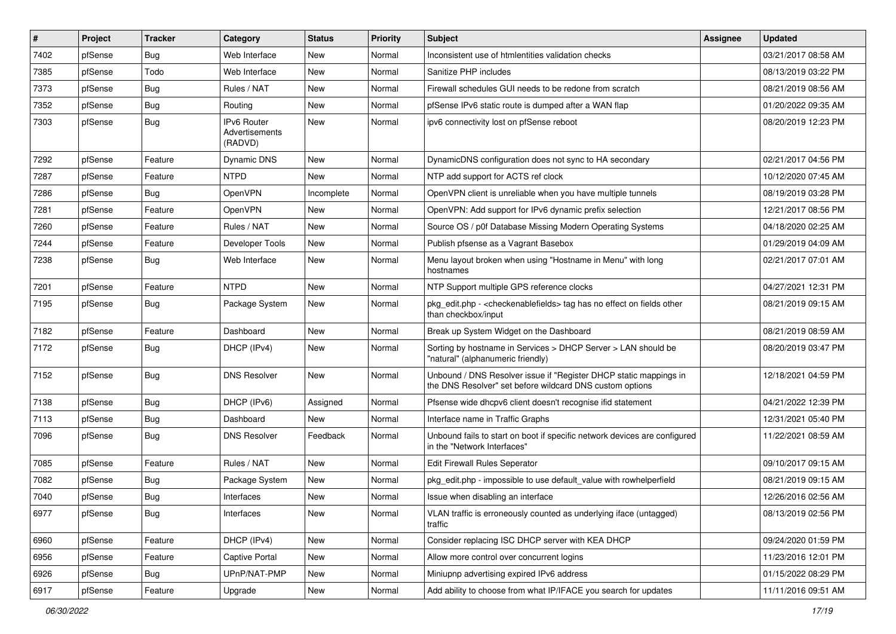| # | Project | Tracker | Category | Status | Priority | Subject | Assignee | Updated |
|---|---|---|---|---|---|---|---|---|
| 7402 | pfSense | Bug | Web Interface | New | Normal | Inconsistent use of htmlentities validation checks | | 03/21/2017 08:58 AM |
| 7385 | pfSense | Todo | Web Interface | New | Normal | Sanitize PHP includes | | 08/13/2019 03:22 PM |
| 7373 | pfSense | Bug | Rules / NAT | New | Normal | Firewall schedules GUI needs to be redone from scratch | | 08/21/2019 08:56 AM |
| 7352 | pfSense | Bug | Routing | New | Normal | pfSense IPv6 static route is dumped after a WAN flap | | 01/20/2022 09:35 AM |
| 7303 | pfSense | Bug | IPv6 Router Advertisements (RADVD) | New | Normal | ipv6 connectivity lost on pfSense reboot | | 08/20/2019 12:23 PM |
| 7292 | pfSense | Feature | Dynamic DNS | New | Normal | DynamicDNS configuration does not sync to HA secondary | | 02/21/2017 04:56 PM |
| 7287 | pfSense | Feature | NTPD | New | Normal | NTP add support for ACTS ref clock | | 10/12/2020 07:45 AM |
| 7286 | pfSense | Bug | OpenVPN | Incomplete | Normal | OpenVPN client is unreliable when you have multiple tunnels | | 08/19/2019 03:28 PM |
| 7281 | pfSense | Feature | OpenVPN | New | Normal | OpenVPN: Add support for IPv6 dynamic prefix selection | | 12/21/2017 08:56 PM |
| 7260 | pfSense | Feature | Rules / NAT | New | Normal | Source OS / p0f Database Missing Modern Operating Systems | | 04/18/2020 02:25 AM |
| 7244 | pfSense | Feature | Developer Tools | New | Normal | Publish pfsense as a Vagrant Basebox | | 01/29/2019 04:09 AM |
| 7238 | pfSense | Bug | Web Interface | New | Normal | Menu layout broken when using "Hostname in Menu" with long hostnames | | 02/21/2017 07:01 AM |
| 7201 | pfSense | Feature | NTPD | New | Normal | NTP Support multiple GPS reference clocks | | 04/27/2021 12:31 PM |
| 7195 | pfSense | Bug | Package System | New | Normal | pkg_edit.php - <checkenablefields> tag has no effect on fields other than checkbox/input | | 08/21/2019 09:15 AM |
| 7182 | pfSense | Feature | Dashboard | New | Normal | Break up System Widget on the Dashboard | | 08/21/2019 08:59 AM |
| 7172 | pfSense | Bug | DHCP (IPv4) | New | Normal | Sorting by hostname in Services > DHCP Server > LAN should be "natural" (alphanumeric friendly) | | 08/20/2019 03:47 PM |
| 7152 | pfSense | Bug | DNS Resolver | New | Normal | Unbound / DNS Resolver issue if "Register DHCP static mappings in the DNS Resolver" set before wildcard DNS custom options | | 12/18/2021 04:59 PM |
| 7138 | pfSense | Bug | DHCP (IPv6) | Assigned | Normal | Pfsense wide dhcpv6 client doesn't recognise ifid statement | | 04/21/2022 12:39 PM |
| 7113 | pfSense | Bug | Dashboard | New | Normal | Interface name in Traffic Graphs | | 12/31/2021 05:40 PM |
| 7096 | pfSense | Bug | DNS Resolver | Feedback | Normal | Unbound fails to start on boot if specific network devices are configured in the "Network Interfaces" | | 11/22/2021 08:59 AM |
| 7085 | pfSense | Feature | Rules / NAT | New | Normal | Edit Firewall Rules Seperator | | 09/10/2017 09:15 AM |
| 7082 | pfSense | Bug | Package System | New | Normal | pkg_edit.php - impossible to use default_value with rowhelperfield | | 08/21/2019 09:15 AM |
| 7040 | pfSense | Bug | Interfaces | New | Normal | Issue when disabling an interface | | 12/26/2016 02:56 AM |
| 6977 | pfSense | Bug | Interfaces | New | Normal | VLAN traffic is erroneously counted as underlying iface (untagged) traffic | | 08/13/2019 02:56 PM |
| 6960 | pfSense | Feature | DHCP (IPv4) | New | Normal | Consider replacing ISC DHCP server with KEA DHCP | | 09/24/2020 01:59 PM |
| 6956 | pfSense | Feature | Captive Portal | New | Normal | Allow more control over concurrent logins | | 11/23/2016 12:01 PM |
| 6926 | pfSense | Bug | UPnP/NAT-PMP | New | Normal | Miniupnp advertising expired IPv6 address | | 01/15/2022 08:29 PM |
| 6917 | pfSense | Feature | Upgrade | New | Normal | Add ability to choose from what IP/IFACE you search for updates | | 11/11/2016 09:51 AM |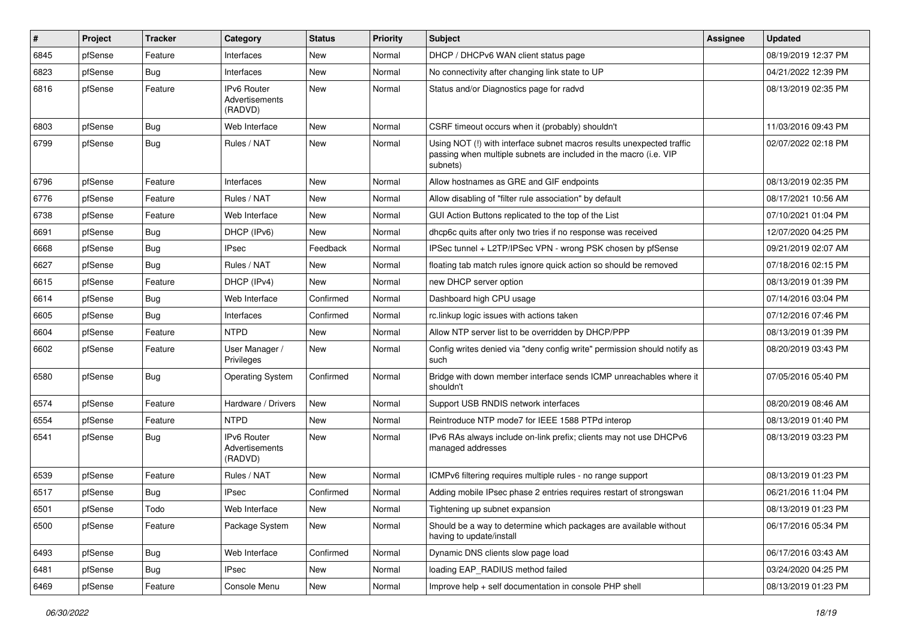| # | Project | Tracker | Category | Status | Priority | Subject | Assignee | Updated |
|---|---|---|---|---|---|---|---|---|
| 6845 | pfSense | Feature | Interfaces | New | Normal | DHCP / DHCPv6 WAN client status page | | 08/19/2019 12:37 PM |
| 6823 | pfSense | Bug | Interfaces | New | Normal | No connectivity after changing link state to UP | | 04/21/2022 12:39 PM |
| 6816 | pfSense | Feature | IPv6 Router Advertisements (RADVD) | New | Normal | Status and/or Diagnostics page for radvd | | 08/13/2019 02:35 PM |
| 6803 | pfSense | Bug | Web Interface | New | Normal | CSRF timeout occurs when it (probably) shouldn't | | 11/03/2016 09:43 PM |
| 6799 | pfSense | Bug | Rules / NAT | New | Normal | Using NOT (!) with interface subnet macros results unexpected traffic passing when multiple subnets are included in the macro (i.e. VIP subnets) | | 02/07/2022 02:18 PM |
| 6796 | pfSense | Feature | Interfaces | New | Normal | Allow hostnames as GRE and GIF endpoints | | 08/13/2019 02:35 PM |
| 6776 | pfSense | Feature | Rules / NAT | New | Normal | Allow disabling of "filter rule association" by default | | 08/17/2021 10:56 AM |
| 6738 | pfSense | Feature | Web Interface | New | Normal | GUI Action Buttons replicated to the top of the List | | 07/10/2021 01:04 PM |
| 6691 | pfSense | Bug | DHCP (IPv6) | New | Normal | dhcp6c quits after only two tries if no response was received | | 12/07/2020 04:25 PM |
| 6668 | pfSense | Bug | IPsec | Feedback | Normal | IPSec tunnel + L2TP/IPSec VPN - wrong PSK chosen by pfSense | | 09/21/2019 02:07 AM |
| 6627 | pfSense | Bug | Rules / NAT | New | Normal | floating tab match rules ignore quick action so should be removed | | 07/18/2016 02:15 PM |
| 6615 | pfSense | Feature | DHCP (IPv4) | New | Normal | new DHCP server option | | 08/13/2019 01:39 PM |
| 6614 | pfSense | Bug | Web Interface | Confirmed | Normal | Dashboard high CPU usage | | 07/14/2016 03:04 PM |
| 6605 | pfSense | Bug | Interfaces | Confirmed | Normal | rc.linkup logic issues with actions taken | | 07/12/2016 07:46 PM |
| 6604 | pfSense | Feature | NTPD | New | Normal | Allow NTP server list to be overridden by DHCP/PPP | | 08/13/2019 01:39 PM |
| 6602 | pfSense | Feature | User Manager / Privileges | New | Normal | Config writes denied via "deny config write" permission should notify as such | | 08/20/2019 03:43 PM |
| 6580 | pfSense | Bug | Operating System | Confirmed | Normal | Bridge with down member interface sends ICMP unreachables where it shouldn't | | 07/05/2016 05:40 PM |
| 6574 | pfSense | Feature | Hardware / Drivers | New | Normal | Support USB RNDIS network interfaces | | 08/20/2019 08:46 AM |
| 6554 | pfSense | Feature | NTPD | New | Normal | Reintroduce NTP mode7 for IEEE 1588 PTPd interop | | 08/13/2019 01:40 PM |
| 6541 | pfSense | Bug | IPv6 Router Advertisements (RADVD) | New | Normal | IPv6 RAs always include on-link prefix; clients may not use DHCPv6 managed addresses | | 08/13/2019 03:23 PM |
| 6539 | pfSense | Feature | Rules / NAT | New | Normal | ICMPv6 filtering requires multiple rules - no range support | | 08/13/2019 01:23 PM |
| 6517 | pfSense | Bug | IPsec | Confirmed | Normal | Adding mobile IPsec phase 2 entries requires restart of strongswan | | 06/21/2016 11:04 PM |
| 6501 | pfSense | Todo | Web Interface | New | Normal | Tightening up subnet expansion | | 08/13/2019 01:23 PM |
| 6500 | pfSense | Feature | Package System | New | Normal | Should be a way to determine which packages are available without having to update/install | | 06/17/2016 05:34 PM |
| 6493 | pfSense | Bug | Web Interface | Confirmed | Normal | Dynamic DNS clients slow page load | | 06/17/2016 03:43 AM |
| 6481 | pfSense | Bug | IPsec | New | Normal | loading EAP_RADIUS method failed | | 03/24/2020 04:25 PM |
| 6469 | pfSense | Feature | Console Menu | New | Normal | Improve help + self documentation in console PHP shell | | 08/13/2019 01:23 PM |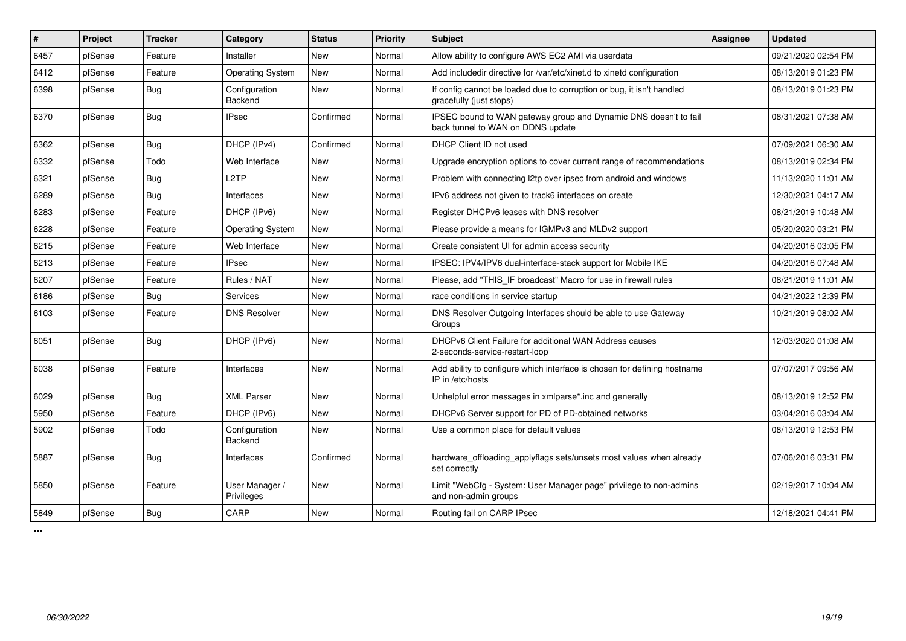| # | Project | Tracker | Category | Status | Priority | Subject | Assignee | Updated |
|---|---|---|---|---|---|---|---|---|
| 6457 | pfSense | Feature | Installer | New | Normal | Allow ability to configure AWS EC2 AMI via userdata | | 09/21/2020 02:54 PM |
| 6412 | pfSense | Feature | Operating System | New | Normal | Add includedir directive for /var/etc/xinet.d to xinetd configuration | | 08/13/2019 01:23 PM |
| 6398 | pfSense | Bug | Configuration Backend | New | Normal | If config cannot be loaded due to corruption or bug, it isn't handled gracefully (just stops) | | 08/13/2019 01:23 PM |
| 6370 | pfSense | Bug | IPsec | Confirmed | Normal | IPSEC bound to WAN gateway group and Dynamic DNS doesn't to fail back tunnel to WAN on DDNS update | | 08/31/2021 07:38 AM |
| 6362 | pfSense | Bug | DHCP (IPv4) | Confirmed | Normal | DHCP Client ID not used | | 07/09/2021 06:30 AM |
| 6332 | pfSense | Todo | Web Interface | New | Normal | Upgrade encryption options to cover current range of recommendations | | 08/13/2019 02:34 PM |
| 6321 | pfSense | Bug | L2TP | New | Normal | Problem with connecting l2tp over ipsec from android and windows | | 11/13/2020 11:01 AM |
| 6289 | pfSense | Bug | Interfaces | New | Normal | IPv6 address not given to track6 interfaces on create | | 12/30/2021 04:17 AM |
| 6283 | pfSense | Feature | DHCP (IPv6) | New | Normal | Register DHCPv6 leases with DNS resolver | | 08/21/2019 10:48 AM |
| 6228 | pfSense | Feature | Operating System | New | Normal | Please provide a means for IGMPv3 and MLDv2 support | | 05/20/2020 03:21 PM |
| 6215 | pfSense | Feature | Web Interface | New | Normal | Create consistent UI for admin access security | | 04/20/2016 03:05 PM |
| 6213 | pfSense | Feature | IPsec | New | Normal | IPSEC: IPV4/IPV6 dual-interface-stack support for Mobile IKE | | 04/20/2016 07:48 AM |
| 6207 | pfSense | Feature | Rules / NAT | New | Normal | Please, add "THIS_IF broadcast" Macro for use in firewall rules | | 08/21/2019 11:01 AM |
| 6186 | pfSense | Bug | Services | New | Normal | race conditions in service startup | | 04/21/2022 12:39 PM |
| 6103 | pfSense | Feature | DNS Resolver | New | Normal | DNS Resolver Outgoing Interfaces should be able to use Gateway Groups | | 10/21/2019 08:02 AM |
| 6051 | pfSense | Bug | DHCP (IPv6) | New | Normal | DHCPv6 Client Failure for additional WAN Address causes 2-seconds-service-restart-loop | | 12/03/2020 01:08 AM |
| 6038 | pfSense | Feature | Interfaces | New | Normal | Add ability to configure which interface is chosen for defining hostname IP in /etc/hosts | | 07/07/2017 09:56 AM |
| 6029 | pfSense | Bug | XML Parser | New | Normal | Unhelpful error messages in xmlparse*.inc and generally | | 08/13/2019 12:52 PM |
| 5950 | pfSense | Feature | DHCP (IPv6) | New | Normal | DHCPv6 Server support for PD of PD-obtained networks | | 03/04/2016 03:04 AM |
| 5902 | pfSense | Todo | Configuration Backend | New | Normal | Use a common place for default values | | 08/13/2019 12:53 PM |
| 5887 | pfSense | Bug | Interfaces | Confirmed | Normal | hardware_offloading_applyflags sets/unsets most values when already set correctly | | 07/06/2016 03:31 PM |
| 5850 | pfSense | Feature | User Manager / Privileges | New | Normal | Limit "WebCfg - System: User Manager page" privilege to non-admins and non-admin groups | | 02/19/2017 10:04 AM |
| 5849 | pfSense | Bug | CARP | New | Normal | Routing fail on CARP IPsec | | 12/18/2021 04:41 PM |

...